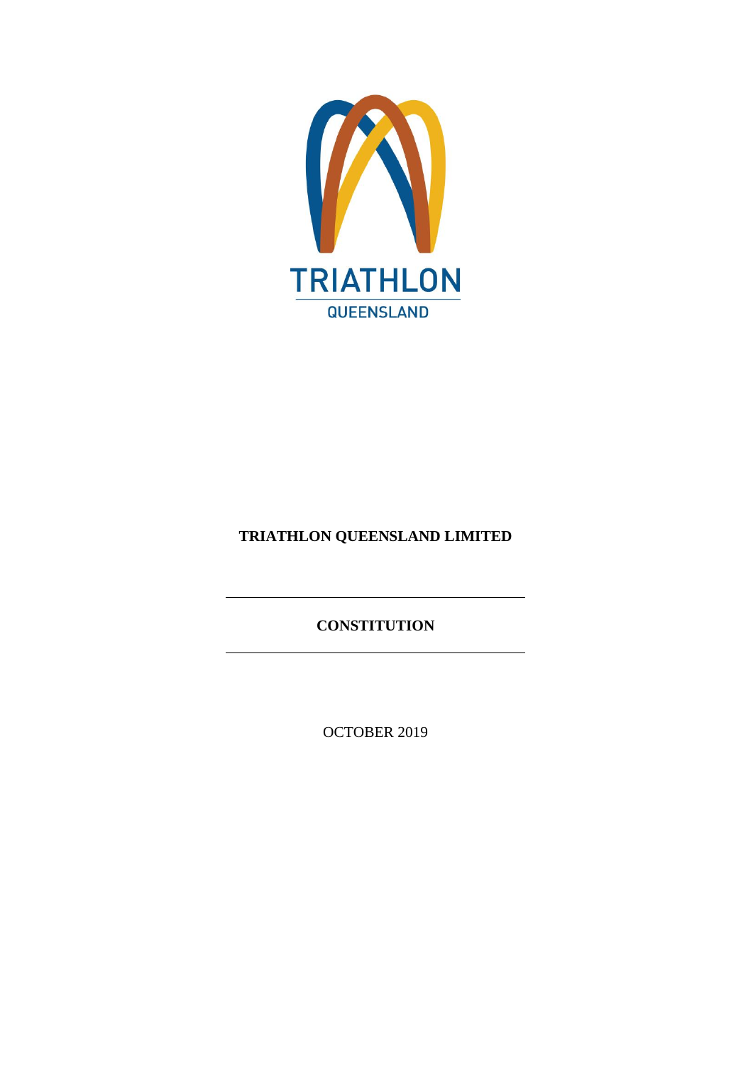TRIATHLON

QUEENSLAND

**TRIATHLON QUEENSLAND LIMITED**

---

**CONSTITUTION**

---

OCTOBER 2019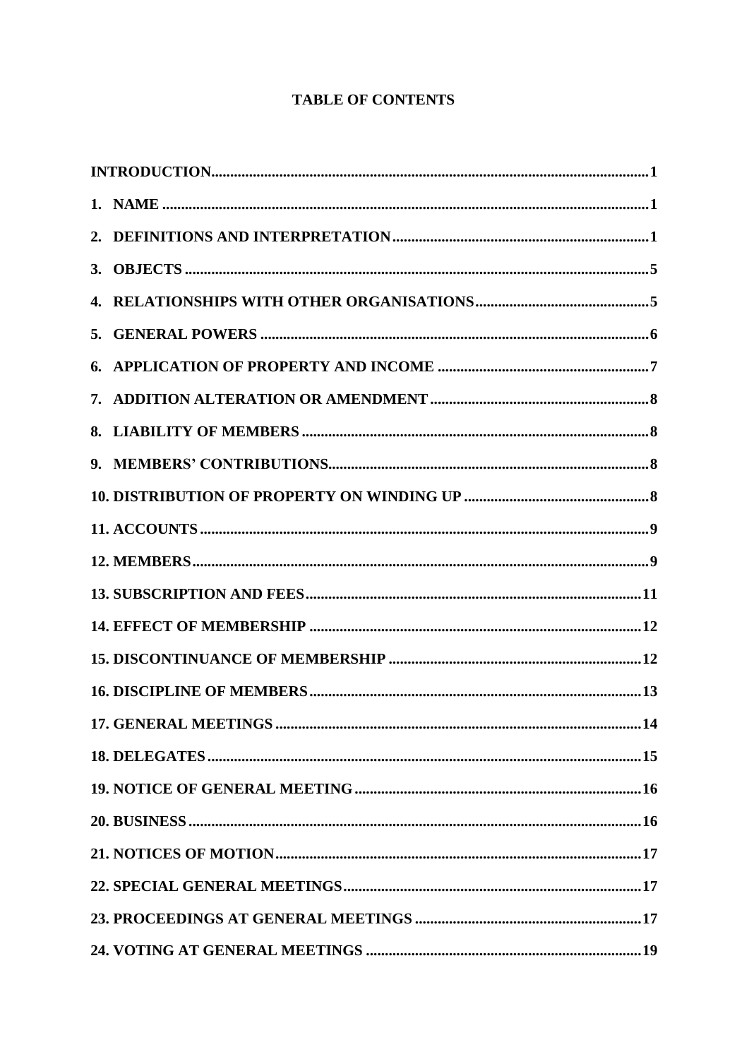**TABLE OF CONTENTS**

**INTRODUCTION......1**

**1. NAME......1**

**2. DEFINITIONS AND INTERPRETATION......1**

**3. OBJECTS......5**

**4. RELATIONSHIPS WITH OTHER ORGANISATIONS......5**

**5. GENERAL POWERS......6**

**6. APPLICATION OF PROPERTY AND INCOME......7**

**7. ADDITION ALTERATION OR AMENDMENT......8**

**8. LIABILITY OF MEMBERS......8**

**9. MEMBERS' CONTRIBUTIONS......8**

**10. DISTRIBUTION OF PROPERTY ON WINDING UP......8**

**11. ACCOUNTS......9**

**12. MEMBERS......9**

**13. SUBSCRIPTION AND FEES......11**

**14. EFFECT OF MEMBERSHIP......12**

**15. DISCONTINUANCE OF MEMBERSHIP......12**

**16. DISCIPLINE OF MEMBERS......13**

**17. GENERAL MEETINGS......14**

**18. DELEGATES......15**

**19. NOTICE OF GENERAL MEETING......16**

**20. BUSINESS......16**

**21. NOTICES OF MOTION......17**

**22. SPECIAL GENERAL MEETINGS......17**

**23. PROCEEDINGS AT GENERAL MEETINGS......17**

**24. VOTING AT GENERAL MEETINGS......19**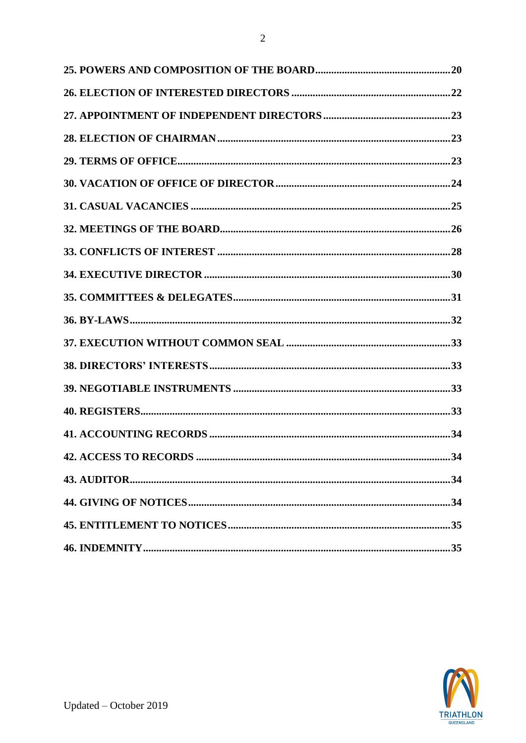**25. POWERS AND COMPOSITION OF THE BOARD........................................................20**

**26. ELECTION OF INTERESTED DIRECTORS ........................................................22**

**27. APPOINTMENT OF INDEPENDENT DIRECTORS ............................................23**

**28. ELECTION OF CHAIRMAN.....................................................................................23**

**29. TERMS OF OFFICE....................................................................................................23**

**30. VACATION OF OFFICE OF DIRECTOR ..............................................................24**

**31. CASUAL VACANCIES ...............................................................................................25**

**32. MEETINGS OF THE BOARD...................................................................................26**

**33. CONFLICTS OF INTEREST .....................................................................................28**

**34. EXECUTIVE DIRECTOR ..........................................................................................30**

**35. COMMITTEES & DELEGATES...............................................................................31**

**36. BY-LAWS......................................................................................................................32**

**37. EXECUTION WITHOUT COMMON SEAL ............................................................33**

**38. DIRECTORS' INTERESTS........................................................................................33**

**39. NEGOTIABLE INSTRUMENTS ...............................................................................33**

**40. REGISTERS.................................................................................................................33**

**41. ACCOUNTING RECORDS ........................................................................................34**

**42. ACCESS TO RECORDS .............................................................................................34**

**43. AUDITOR.....................................................................................................................34**

**44. GIVING OF NOTICES................................................................................................34**

**45. ENTITLEMENT TO NOTICES.................................................................................35**

**46. INDEMNITY................................................................................................................35**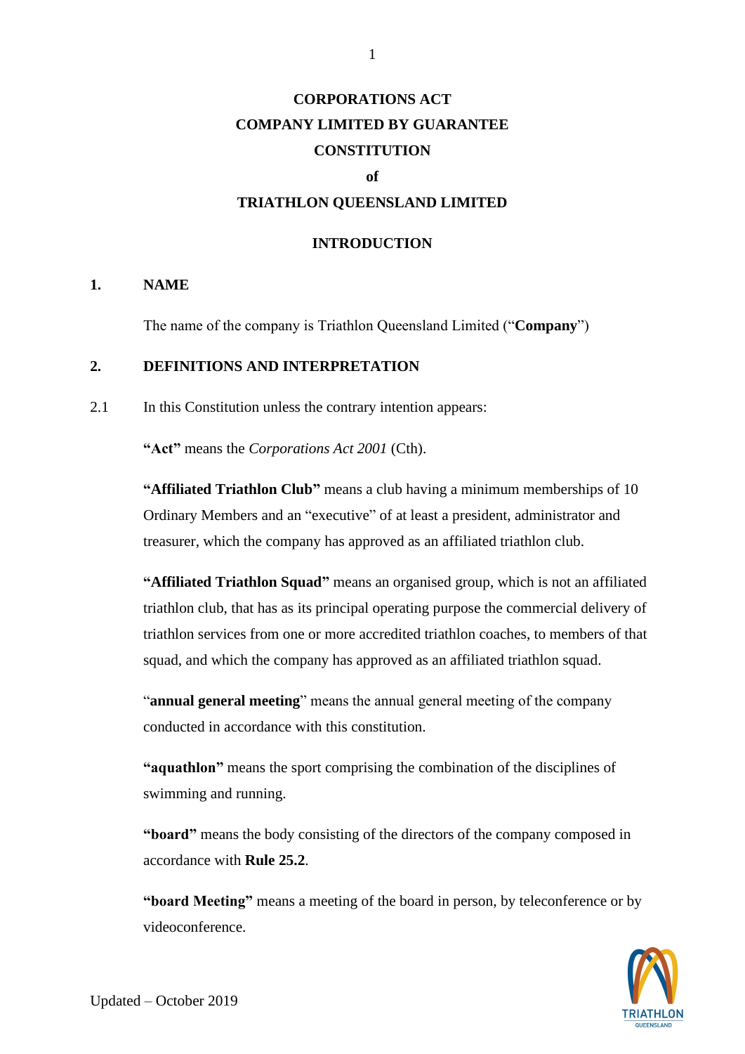# CORPORATIONS ACT
# COMPANY LIMITED BY GUARANTEE
# CONSTITUTION
# of
# TRIATHLON QUEENSLAND LIMITED

## INTRODUCTION

### 1. NAME

The name of the company is Triathlon Queensland Limited ("**Company**")

### 2. DEFINITIONS AND INTERPRETATION

2.1 In this Constitution unless the contrary intention appears:

**"Act"** means the *Corporations Act 2001* (Cth).

**"Affiliated Triathlon Club"** means a club having a minimum memberships of 10 Ordinary Members and an "executive" of at least a president, administrator and treasurer, which the company has approved as an affiliated triathlon club.

**"Affiliated Triathlon Squad"** means an organised group, which is not an affiliated triathlon club, that has as its principal operating purpose the commercial delivery of triathlon services from one or more accredited triathlon coaches, to members of that squad, and which the company has approved as an affiliated triathlon squad.

"**annual general meeting**" means the annual general meeting of the company conducted in accordance with this constitution.

**"aquathlon"** means the sport comprising the combination of the disciplines of swimming and running.

**"board"** means the body consisting of the directors of the company composed in accordance with **Rule 25.2**.

**"board Meeting"** means a meeting of the board in person, by teleconference or by videoconference.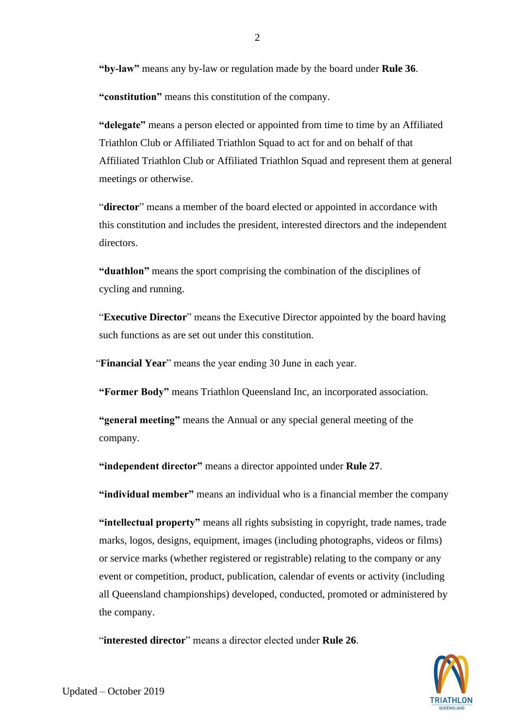**"by-law"** means any by-law or regulation made by the board under **Rule 36**.

**"constitution"** means this constitution of the company.

**"delegate"** means a person elected or appointed from time to time by an Affiliated Triathlon Club or Affiliated Triathlon Squad to act for and on behalf of that Affiliated Triathlon Club or Affiliated Triathlon Squad and represent them at general meetings or otherwise.

"**director**" means a member of the board elected or appointed in accordance with this constitution and includes the president, interested directors and the independent directors.

**"duathlon"** means the sport comprising the combination of the disciplines of cycling and running.

"**Executive Director**" means the Executive Director appointed by the board having such functions as are set out under this constitution.

"**Financial Year**" means the year ending 30 June in each year.

**"Former Body"** means Triathlon Queensland Inc, an incorporated association.

**"general meeting"** means the Annual or any special general meeting of the company.

**"independent director"** means a director appointed under **Rule 27**.

**"individual member"** means an individual who is a financial member the company

**"intellectual property"** means all rights subsisting in copyright, trade names, trade marks, logos, designs, equipment, images (including photographs, videos or films) or service marks (whether registered or registrable) relating to the company or any event or competition, product, publication, calendar of events or activity (including all Queensland championships) developed, conducted, promoted or administered by the company.

"**interested director**" means a director elected under **Rule 26**.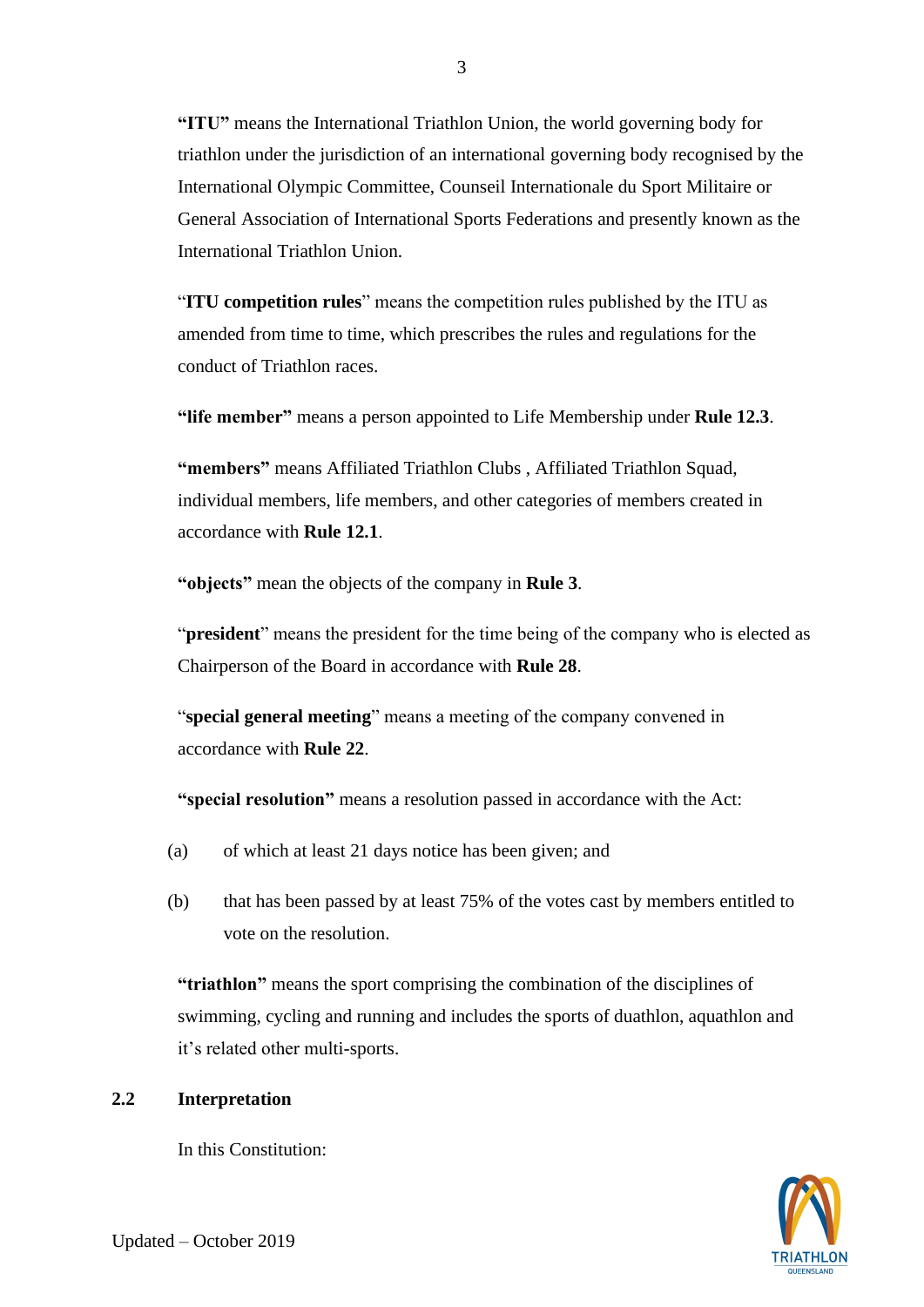**"ITU"** means the International Triathlon Union, the world governing body for triathlon under the jurisdiction of an international governing body recognised by the International Olympic Committee, Counseil Internationale du Sport Militaire or General Association of International Sports Federations and presently known as the International Triathlon Union.

"**ITU competition rules**" means the competition rules published by the ITU as amended from time to time, which prescribes the rules and regulations for the conduct of Triathlon races.

**"life member"** means a person appointed to Life Membership under **Rule 12.3**.

**"members"** means Affiliated Triathlon Clubs , Affiliated Triathlon Squad, individual members, life members, and other categories of members created in accordance with **Rule 12.1**.

**"objects"** mean the objects of the company in **Rule 3**.

"**president**" means the president for the time being of the company who is elected as Chairperson of the Board in accordance with **Rule 28**.

"**special general meeting**" means a meeting of the company convened in accordance with **Rule 22**.

**"special resolution"** means a resolution passed in accordance with the Act:

(a) of which at least 21 days notice has been given; and

(b) that has been passed by at least 75% of the votes cast by members entitled to vote on the resolution.

**"triathlon"** means the sport comprising the combination of the disciplines of swimming, cycling and running and includes the sports of duathlon, aquathlon and it's related other multi-sports.

### 2.2 Interpretation

In this Constitution: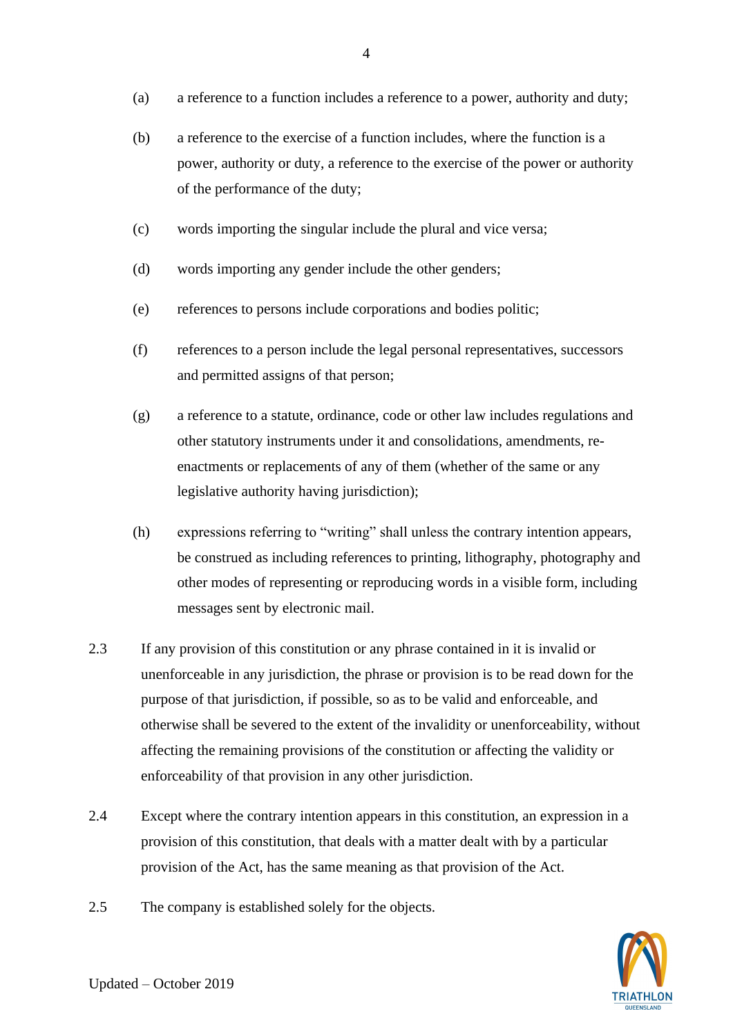(a) a reference to a function includes a reference to a power, authority and duty;

(b) a reference to the exercise of a function includes, where the function is a power, authority or duty, a reference to the exercise of the power or authority of the performance of the duty;

(c) words importing the singular include the plural and vice versa;

(d) words importing any gender include the other genders;

(e) references to persons include corporations and bodies politic;

(f) references to a person include the legal personal representatives, successors and permitted assigns of that person;

(g) a reference to a statute, ordinance, code or other law includes regulations and other statutory instruments under it and consolidations, amendments, re-enactments or replacements of any of them (whether of the same or any legislative authority having jurisdiction);

(h) expressions referring to "writing" shall unless the contrary intention appears, be construed as including references to printing, lithography, photography and other modes of representing or reproducing words in a visible form, including messages sent by electronic mail.

2.3 If any provision of this constitution or any phrase contained in it is invalid or unenforceable in any jurisdiction, the phrase or provision is to be read down for the purpose of that jurisdiction, if possible, so as to be valid and enforceable, and otherwise shall be severed to the extent of the invalidity or unenforceability, without affecting the remaining provisions of the constitution or affecting the validity or enforceability of that provision in any other jurisdiction.

2.4 Except where the contrary intention appears in this constitution, an expression in a provision of this constitution, that deals with a matter dealt with by a particular provision of the Act, has the same meaning as that provision of the Act.

2.5 The company is established solely for the objects.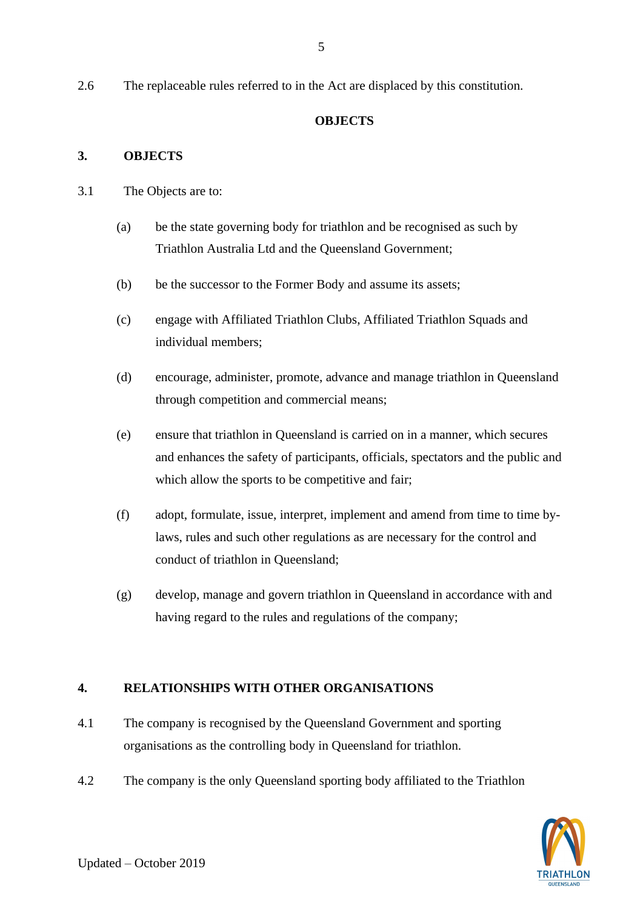2.6 The replaceable rules referred to in the Act are displaced by this constitution.

## OBJECTS

### 3. OBJECTS

3.1 The Objects are to:

(a) be the state governing body for triathlon and be recognised as such by Triathlon Australia Ltd and the Queensland Government;

(b) be the successor to the Former Body and assume its assets;

(c) engage with Affiliated Triathlon Clubs, Affiliated Triathlon Squads and individual members;

(d) encourage, administer, promote, advance and manage triathlon in Queensland through competition and commercial means;

(e) ensure that triathlon in Queensland is carried on in a manner, which secures and enhances the safety of participants, officials, spectators and the public and which allow the sports to be competitive and fair;

(f) adopt, formulate, issue, interpret, implement and amend from time to time by-laws, rules and such other regulations as are necessary for the control and conduct of triathlon in Queensland;

(g) develop, manage and govern triathlon in Queensland in accordance with and having regard to the rules and regulations of the company;

### 4. RELATIONSHIPS WITH OTHER ORGANISATIONS

4.1 The company is recognised by the Queensland Government and sporting organisations as the controlling body in Queensland for triathlon.

4.2 The company is the only Queensland sporting body affiliated to the Triathlon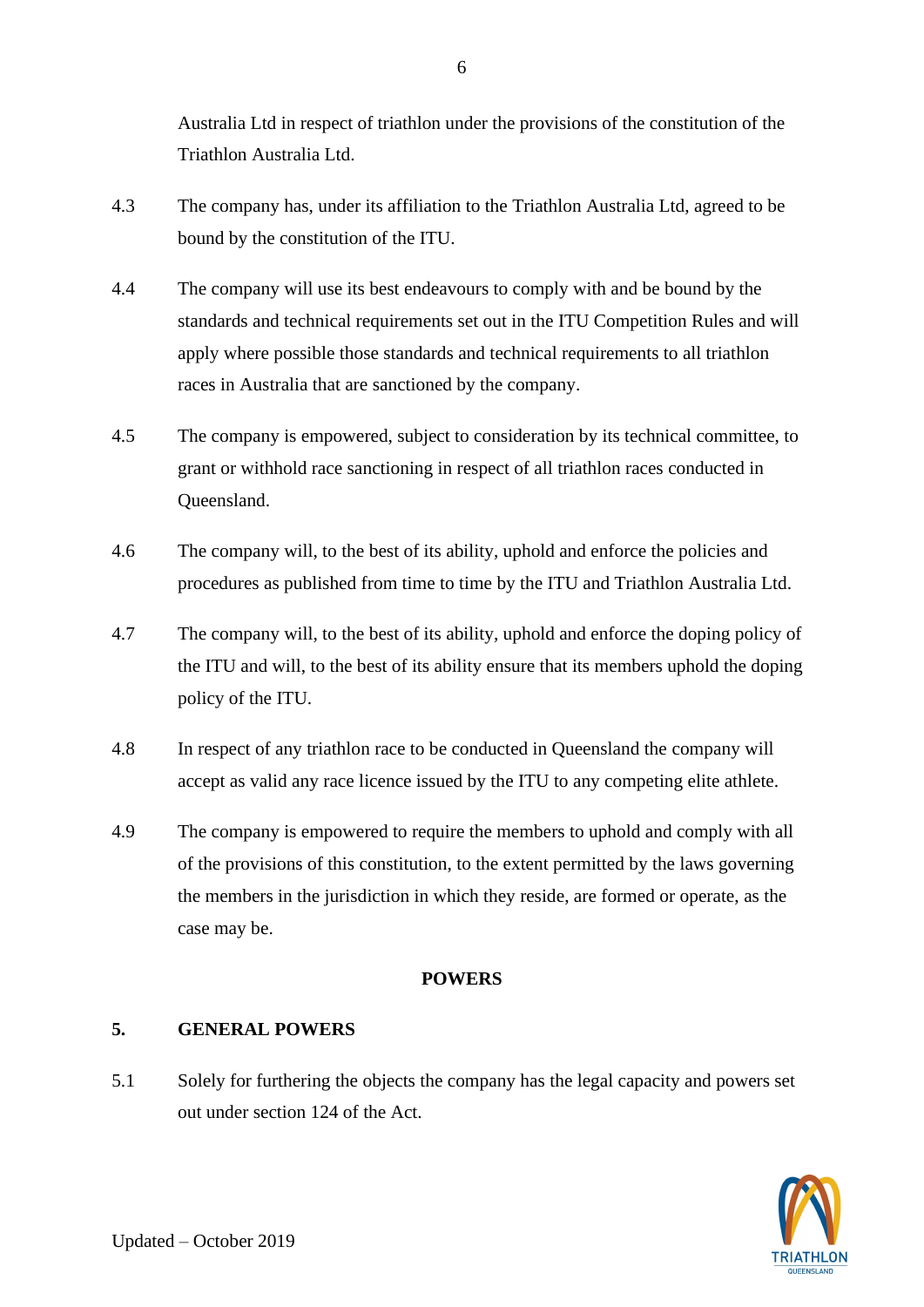Australia Ltd in respect of triathlon under the provisions of the constitution of the Triathlon Australia Ltd.

4.3 The company has, under its affiliation to the Triathlon Australia Ltd, agreed to be bound by the constitution of the ITU.

4.4 The company will use its best endeavours to comply with and be bound by the standards and technical requirements set out in the ITU Competition Rules and will apply where possible those standards and technical requirements to all triathlon races in Australia that are sanctioned by the company.

4.5 The company is empowered, subject to consideration by its technical committee, to grant or withhold race sanctioning in respect of all triathlon races conducted in Queensland.

4.6 The company will, to the best of its ability, uphold and enforce the policies and procedures as published from time to time by the ITU and Triathlon Australia Ltd.

4.7 The company will, to the best of its ability, uphold and enforce the doping policy of the ITU and will, to the best of its ability ensure that its members uphold the doping policy of the ITU.

4.8 In respect of any triathlon race to be conducted in Queensland the company will accept as valid any race licence issued by the ITU to any competing elite athlete.

4.9 The company is empowered to require the members to uphold and comply with all of the provisions of this constitution, to the extent permitted by the laws governing the members in the jurisdiction in which they reside, are formed or operate, as the case may be.

## POWERS

### 5. GENERAL POWERS

5.1 Solely for furthering the objects the company has the legal capacity and powers set out under section 124 of the Act.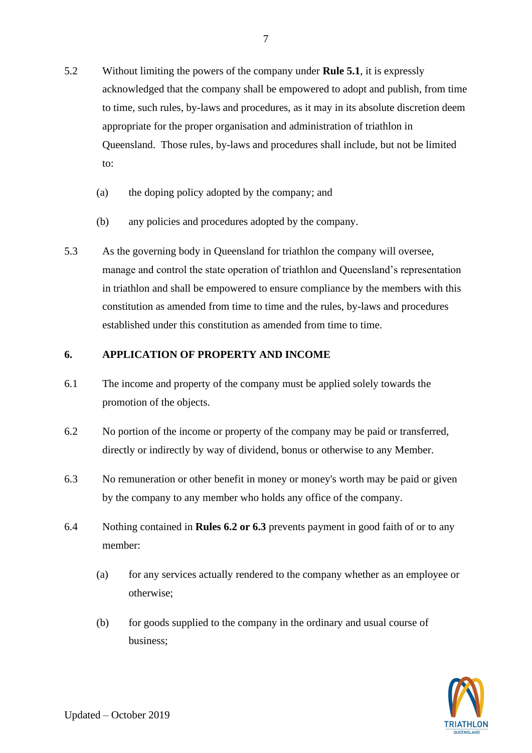5.2 Without limiting the powers of the company under **Rule 5.1**, it is expressly acknowledged that the company shall be empowered to adopt and publish, from time to time, such rules, by-laws and procedures, as it may in its absolute discretion deem appropriate for the proper organisation and administration of triathlon in Queensland. Those rules, by-laws and procedures shall include, but not be limited to:

(a) the doping policy adopted by the company; and

(b) any policies and procedures adopted by the company.

5.3 As the governing body in Queensland for triathlon the company will oversee, manage and control the state operation of triathlon and Queensland's representation in triathlon and shall be empowered to ensure compliance by the members with this constitution as amended from time to time and the rules, by-laws and procedures established under this constitution as amended from time to time.

## 6. APPLICATION OF PROPERTY AND INCOME

6.1 The income and property of the company must be applied solely towards the promotion of the objects.

6.2 No portion of the income or property of the company may be paid or transferred, directly or indirectly by way of dividend, bonus or otherwise to any Member.

6.3 No remuneration or other benefit in money or money's worth may be paid or given by the company to any member who holds any office of the company.

6.4 Nothing contained in **Rules 6.2 or 6.3** prevents payment in good faith of or to any member:

(a) for any services actually rendered to the company whether as an employee or otherwise;

(b) for goods supplied to the company in the ordinary and usual course of business;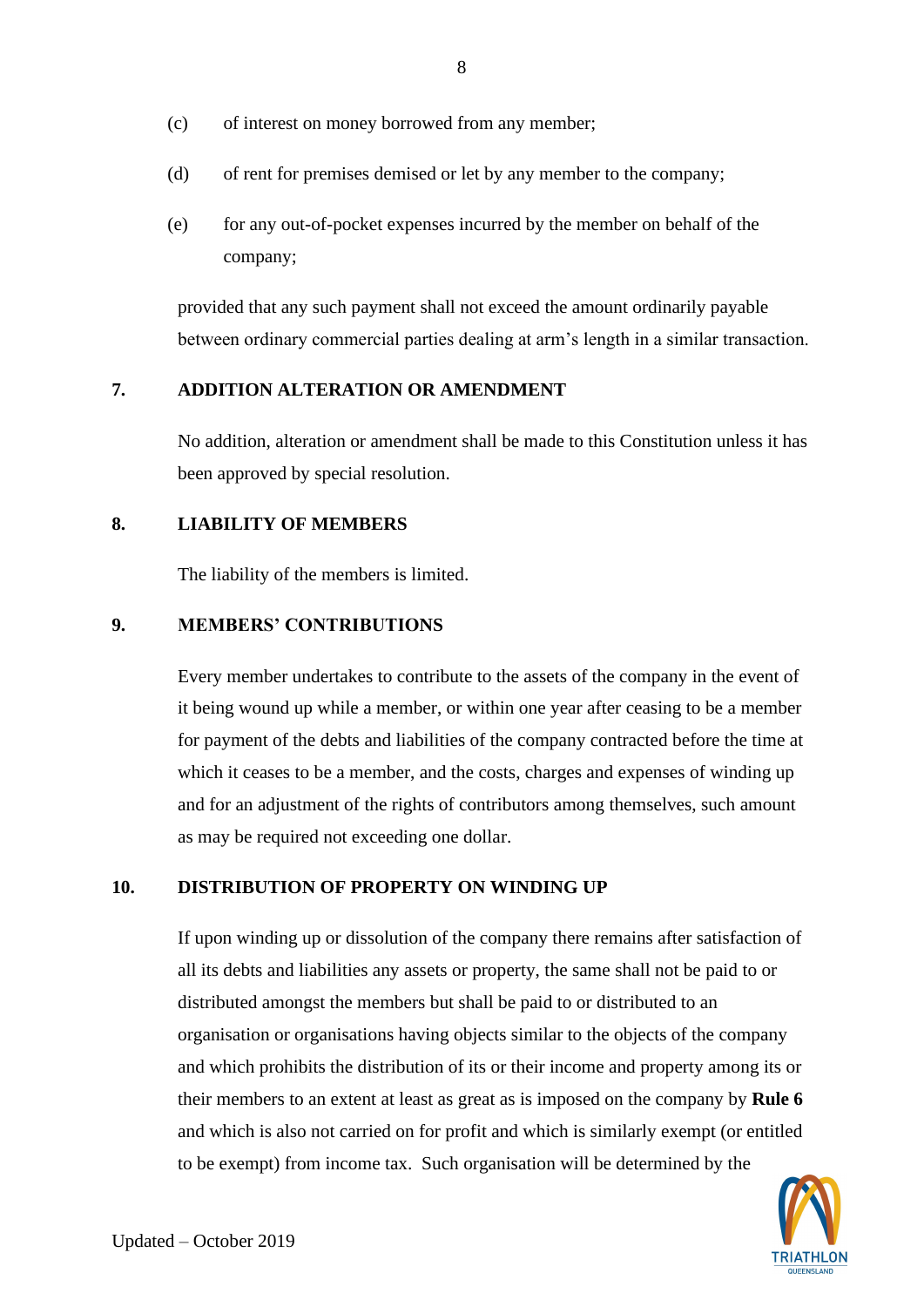(c) of interest on money borrowed from any member;

(d) of rent for premises demised or let by any member to the company;

(e) for any out-of-pocket expenses incurred by the member on behalf of the company;

provided that any such payment shall not exceed the amount ordinarily payable between ordinary commercial parties dealing at arm's length in a similar transaction.

## 7. ADDITION ALTERATION OR AMENDMENT

No addition, alteration or amendment shall be made to this Constitution unless it has been approved by special resolution.

## 8. LIABILITY OF MEMBERS

The liability of the members is limited.

## 9. MEMBERS' CONTRIBUTIONS

Every member undertakes to contribute to the assets of the company in the event of it being wound up while a member, or within one year after ceasing to be a member for payment of the debts and liabilities of the company contracted before the time at which it ceases to be a member, and the costs, charges and expenses of winding up and for an adjustment of the rights of contributors among themselves, such amount as may be required not exceeding one dollar.

## 10. DISTRIBUTION OF PROPERTY ON WINDING UP

If upon winding up or dissolution of the company there remains after satisfaction of all its debts and liabilities any assets or property, the same shall not be paid to or distributed amongst the members but shall be paid to or distributed to an organisation or organisations having objects similar to the objects of the company and which prohibits the distribution of its or their income and property among its or their members to an extent at least as great as is imposed on the company by **Rule 6** and which is also not carried on for profit and which is similarly exempt (or entitled to be exempt) from income tax. Such organisation will be determined by the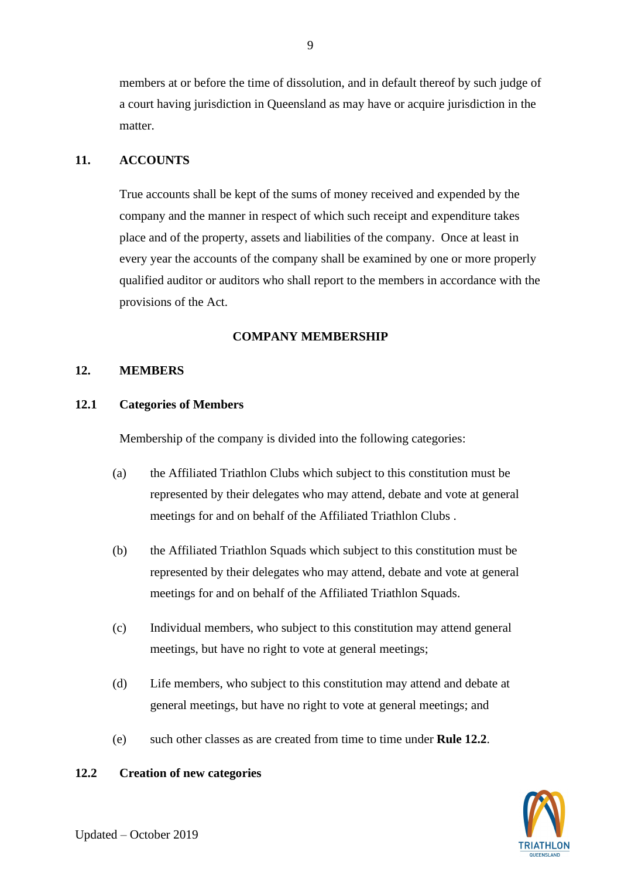members at or before the time of dissolution, and in default thereof by such judge of a court having jurisdiction in Queensland as may have or acquire jurisdiction in the matter.

## 11. ACCOUNTS

True accounts shall be kept of the sums of money received and expended by the company and the manner in respect of which such receipt and expenditure takes place and of the property, assets and liabilities of the company. Once at least in every year the accounts of the company shall be examined by one or more properly qualified auditor or auditors who shall report to the members in accordance with the provisions of the Act.

## COMPANY MEMBERSHIP

## 12. MEMBERS

### 12.1 Categories of Members

Membership of the company is divided into the following categories:

(a) the Affiliated Triathlon Clubs which subject to this constitution must be represented by their delegates who may attend, debate and vote at general meetings for and on behalf of the Affiliated Triathlon Clubs .

(b) the Affiliated Triathlon Squads which subject to this constitution must be represented by their delegates who may attend, debate and vote at general meetings for and on behalf of the Affiliated Triathlon Squads.

(c) Individual members, who subject to this constitution may attend general meetings, but have no right to vote at general meetings;

(d) Life members, who subject to this constitution may attend and debate at general meetings, but have no right to vote at general meetings; and

(e) such other classes as are created from time to time under **Rule 12.2**.

### 12.2 Creation of new categories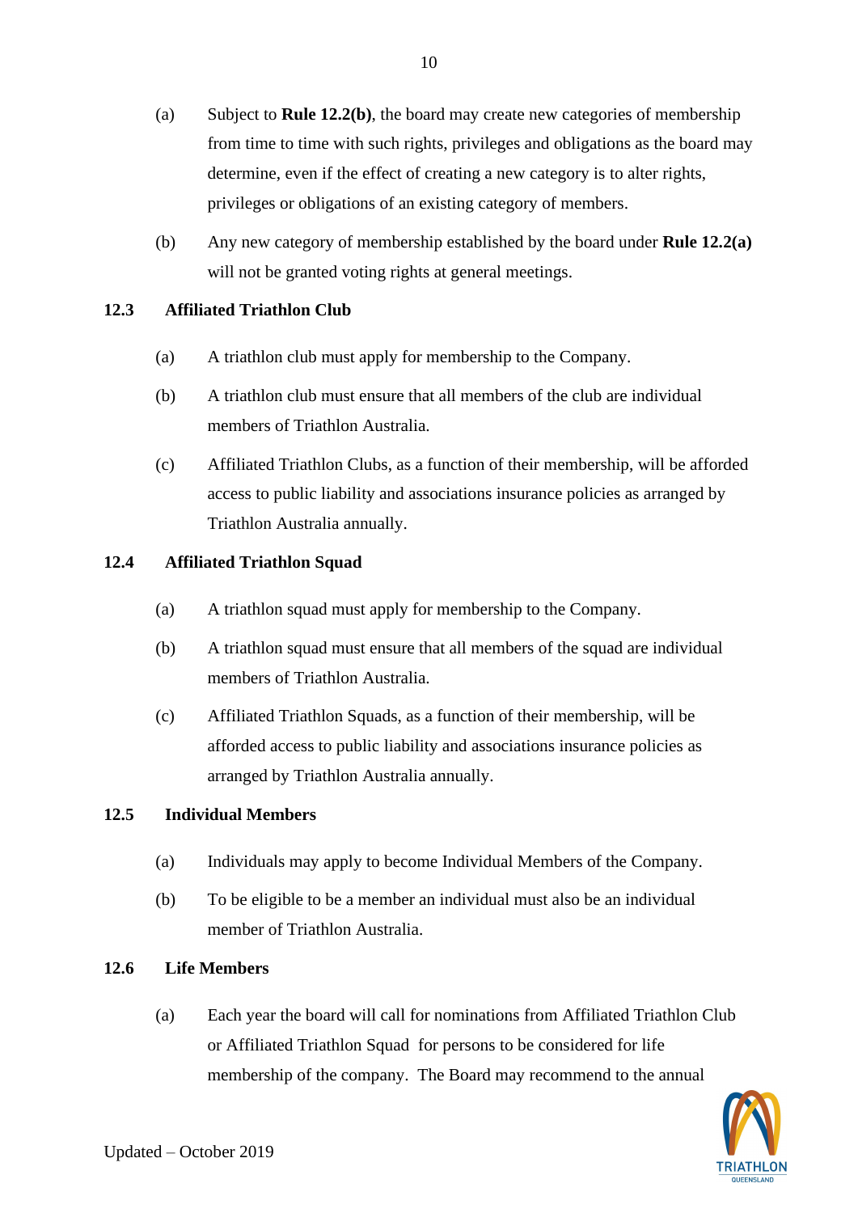(a) Subject to **Rule 12.2(b)**, the board may create new categories of membership from time to time with such rights, privileges and obligations as the board may determine, even if the effect of creating a new category is to alter rights, privileges or obligations of an existing category of members.

(b) Any new category of membership established by the board under **Rule 12.2(a)** will not be granted voting rights at general meetings.

### 12.3 Affiliated Triathlon Club

(a) A triathlon club must apply for membership to the Company.

(b) A triathlon club must ensure that all members of the club are individual members of Triathlon Australia.

(c) Affiliated Triathlon Clubs, as a function of their membership, will be afforded access to public liability and associations insurance policies as arranged by Triathlon Australia annually.

### 12.4 Affiliated Triathlon Squad

(a) A triathlon squad must apply for membership to the Company.

(b) A triathlon squad must ensure that all members of the squad are individual members of Triathlon Australia.

(c) Affiliated Triathlon Squads, as a function of their membership, will be afforded access to public liability and associations insurance policies as arranged by Triathlon Australia annually.

### 12.5 Individual Members

(a) Individuals may apply to become Individual Members of the Company.

(b) To be eligible to be a member an individual must also be an individual member of Triathlon Australia.

### 12.6 Life Members

(a) Each year the board will call for nominations from Affiliated Triathlon Club or Affiliated Triathlon Squad for persons to be considered for life membership of the company. The Board may recommend to the annual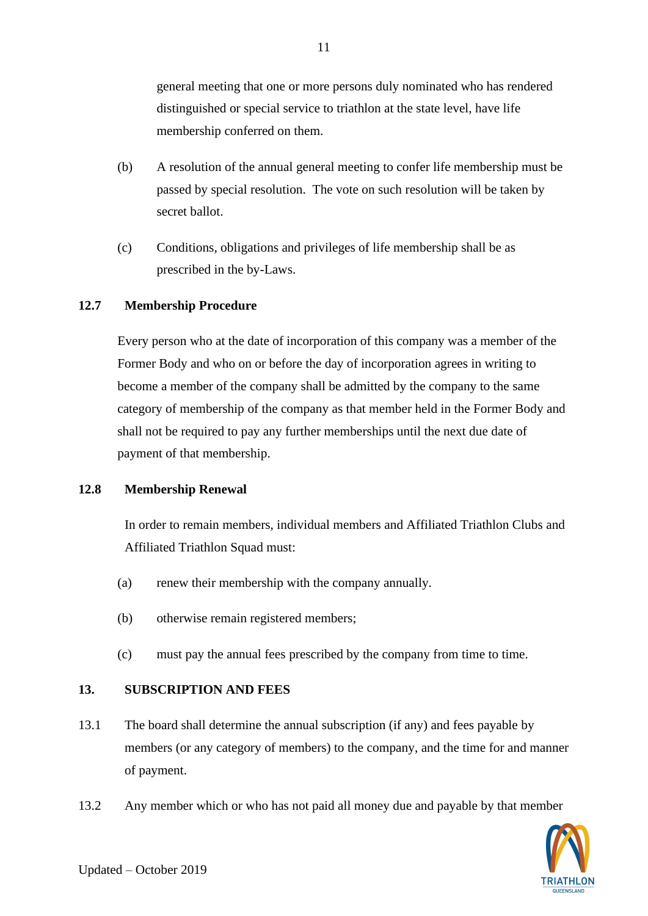general meeting that one or more persons duly nominated who has rendered distinguished or special service to triathlon at the state level, have life membership conferred on them.

(b) A resolution of the annual general meeting to confer life membership must be passed by special resolution. The vote on such resolution will be taken by secret ballot.

(c) Conditions, obligations and privileges of life membership shall be as prescribed in the by-Laws.

**12.7 Membership Procedure**

Every person who at the date of incorporation of this company was a member of the Former Body and who on or before the day of incorporation agrees in writing to become a member of the company shall be admitted by the company to the same category of membership of the company as that member held in the Former Body and shall not be required to pay any further memberships until the next due date of payment of that membership.

**12.8 Membership Renewal**

In order to remain members, individual members and Affiliated Triathlon Clubs and Affiliated Triathlon Squad must:

(a) renew their membership with the company annually.

(b) otherwise remain registered members;

(c) must pay the annual fees prescribed by the company from time to time.

**13. SUBSCRIPTION AND FEES**

13.1 The board shall determine the annual subscription (if any) and fees payable by members (or any category of members) to the company, and the time for and manner of payment.

13.2 Any member which or who has not paid all money due and payable by that member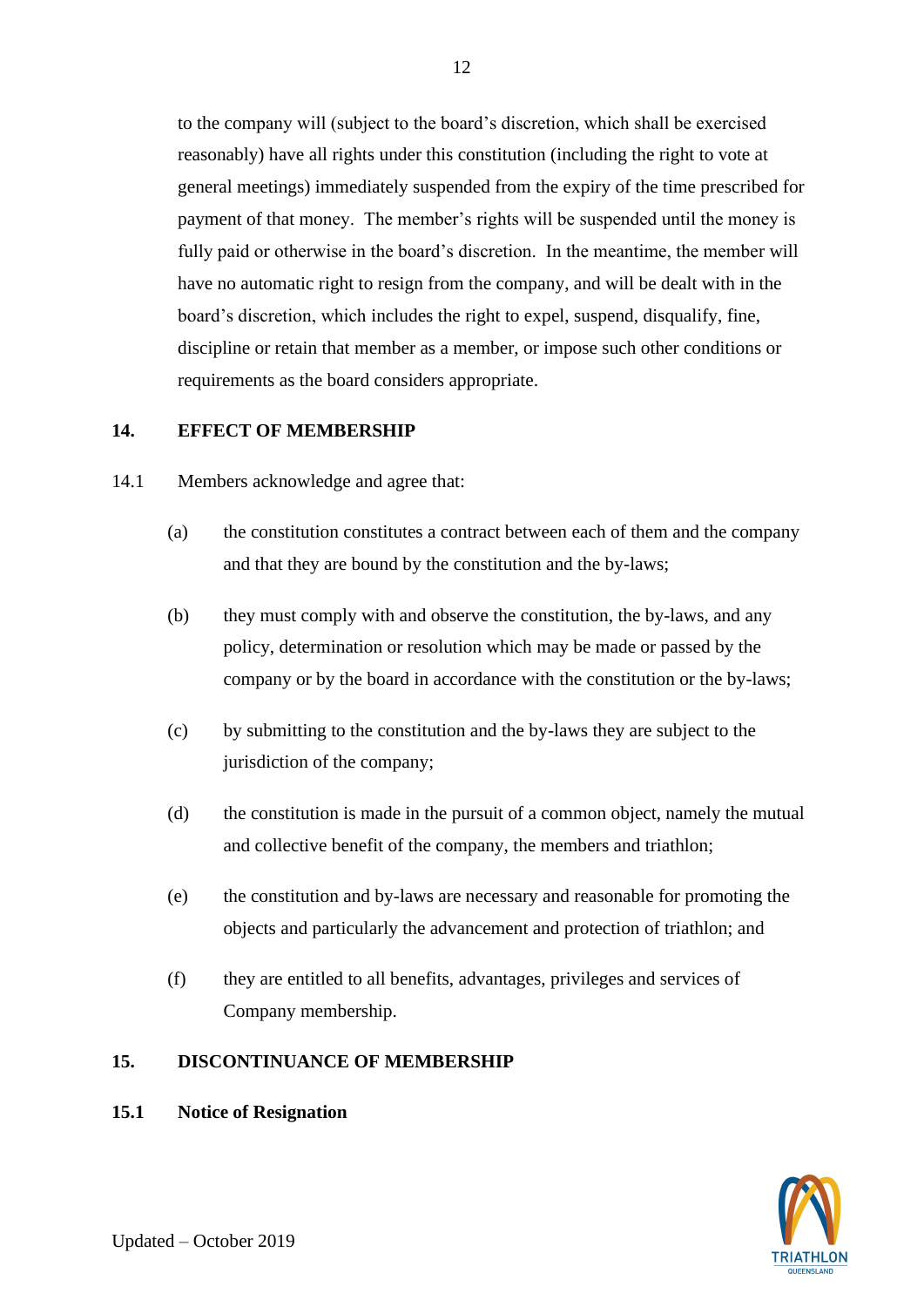to the company will (subject to the board's discretion, which shall be exercised reasonably) have all rights under this constitution (including the right to vote at general meetings) immediately suspended from the expiry of the time prescribed for payment of that money. The member's rights will be suspended until the money is fully paid or otherwise in the board's discretion. In the meantime, the member will have no automatic right to resign from the company, and will be dealt with in the board's discretion, which includes the right to expel, suspend, disqualify, fine, discipline or retain that member as a member, or impose such other conditions or requirements as the board considers appropriate.

## 14. EFFECT OF MEMBERSHIP

14.1 Members acknowledge and agree that:

(a) the constitution constitutes a contract between each of them and the company and that they are bound by the constitution and the by-laws;

(b) they must comply with and observe the constitution, the by-laws, and any policy, determination or resolution which may be made or passed by the company or by the board in accordance with the constitution or the by-laws;

(c) by submitting to the constitution and the by-laws they are subject to the jurisdiction of the company;

(d) the constitution is made in the pursuit of a common object, namely the mutual and collective benefit of the company, the members and triathlon;

(e) the constitution and by-laws are necessary and reasonable for promoting the objects and particularly the advancement and protection of triathlon; and

(f) they are entitled to all benefits, advantages, privileges and services of Company membership.

## 15. DISCONTINUANCE OF MEMBERSHIP

### 15.1 Notice of Resignation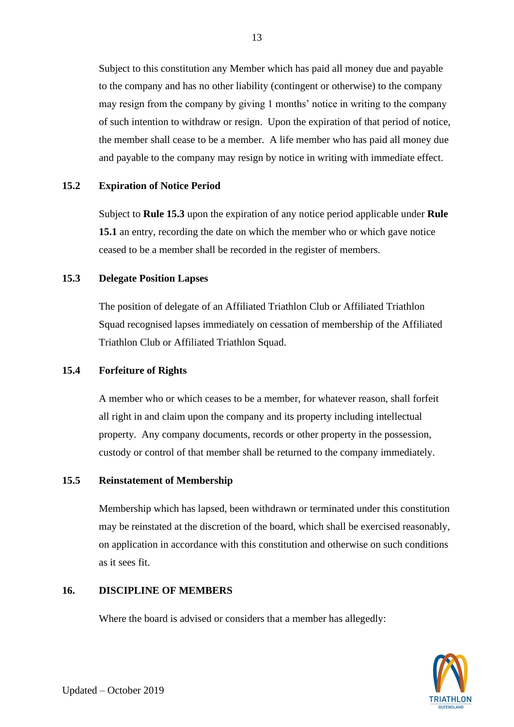Subject to this constitution any Member which has paid all money due and payable to the company and has no other liability (contingent or otherwise) to the company may resign from the company by giving 1 months' notice in writing to the company of such intention to withdraw or resign. Upon the expiration of that period of notice, the member shall cease to be a member. A life member who has paid all money due and payable to the company may resign by notice in writing with immediate effect.

### 15.2 Expiration of Notice Period

Subject to **Rule 15.3** upon the expiration of any notice period applicable under **Rule 15.1** an entry, recording the date on which the member who or which gave notice ceased to be a member shall be recorded in the register of members.

### 15.3 Delegate Position Lapses

The position of delegate of an Affiliated Triathlon Club or Affiliated Triathlon Squad recognised lapses immediately on cessation of membership of the Affiliated Triathlon Club or Affiliated Triathlon Squad.

### 15.4 Forfeiture of Rights

A member who or which ceases to be a member, for whatever reason, shall forfeit all right in and claim upon the company and its property including intellectual property. Any company documents, records or other property in the possession, custody or control of that member shall be returned to the company immediately.

### 15.5 Reinstatement of Membership

Membership which has lapsed, been withdrawn or terminated under this constitution may be reinstated at the discretion of the board, which shall be exercised reasonably, on application in accordance with this constitution and otherwise on such conditions as it sees fit.

## 16. DISCIPLINE OF MEMBERS

Where the board is advised or considers that a member has allegedly: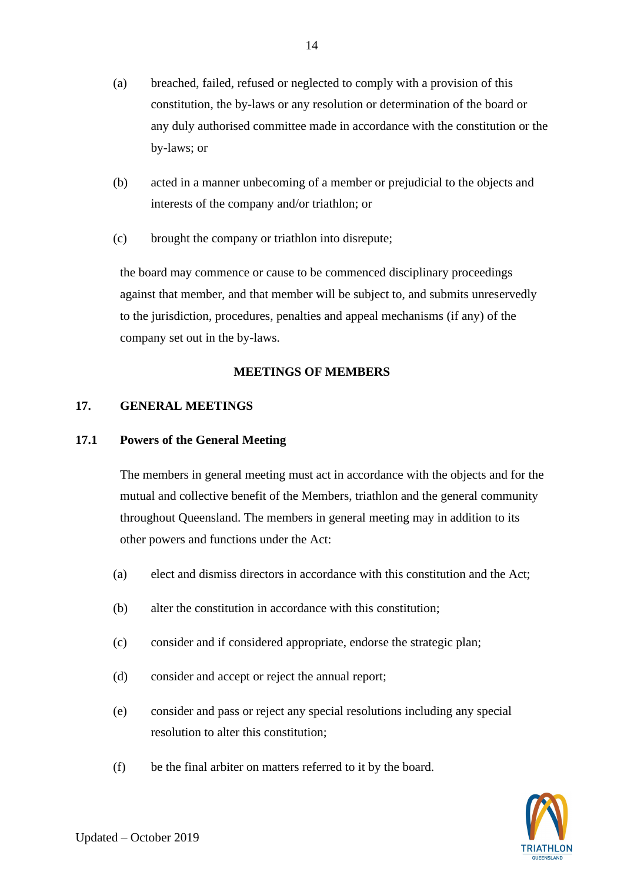(a) breached, failed, refused or neglected to comply with a provision of this constitution, the by-laws or any resolution or determination of the board or any duly authorised committee made in accordance with the constitution or the by-laws; or

(b) acted in a manner unbecoming of a member or prejudicial to the objects and interests of the company and/or triathlon; or

(c) brought the company or triathlon into disrepute;

the board may commence or cause to be commenced disciplinary proceedings against that member, and that member will be subject to, and submits unreservedly to the jurisdiction, procedures, penalties and appeal mechanisms (if any) of the company set out in the by-laws.

## MEETINGS OF MEMBERS

## 17. GENERAL MEETINGS

### 17.1 Powers of the General Meeting

The members in general meeting must act in accordance with the objects and for the mutual and collective benefit of the Members, triathlon and the general community throughout Queensland. The members in general meeting may in addition to its other powers and functions under the Act:

(a) elect and dismiss directors in accordance with this constitution and the Act;

(b) alter the constitution in accordance with this constitution;

(c) consider and if considered appropriate, endorse the strategic plan;

(d) consider and accept or reject the annual report;

(e) consider and pass or reject any special resolutions including any special resolution to alter this constitution;

(f) be the final arbiter on matters referred to it by the board.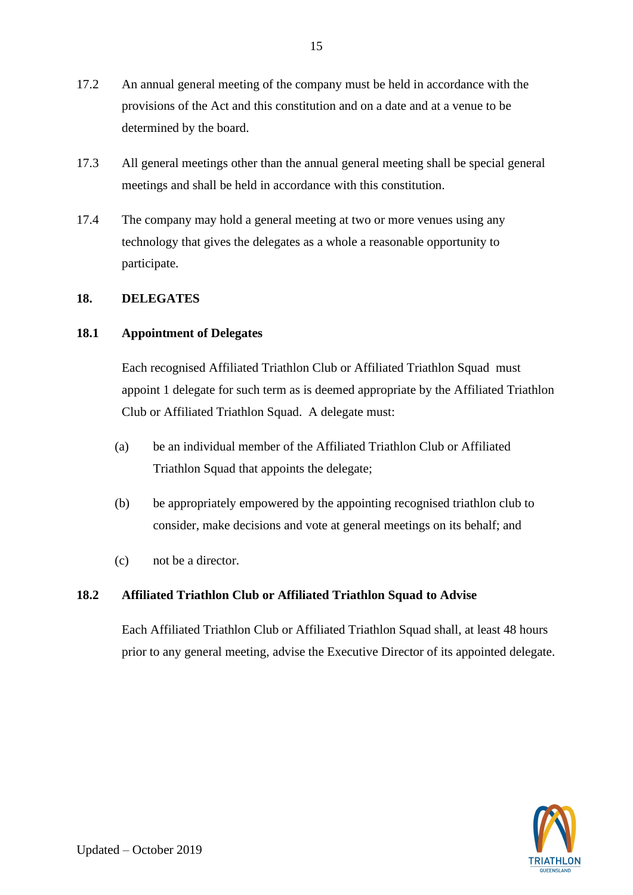17.2 An annual general meeting of the company must be held in accordance with the provisions of the Act and this constitution and on a date and at a venue to be determined by the board.

17.3 All general meetings other than the annual general meeting shall be special general meetings and shall be held in accordance with this constitution.

17.4 The company may hold a general meeting at two or more venues using any technology that gives the delegates as a whole a reasonable opportunity to participate.

## 18. DELEGATES

### 18.1 Appointment of Delegates

Each recognised Affiliated Triathlon Club or Affiliated Triathlon Squad must appoint 1 delegate for such term as is deemed appropriate by the Affiliated Triathlon Club or Affiliated Triathlon Squad. A delegate must:

(a) be an individual member of the Affiliated Triathlon Club or Affiliated Triathlon Squad that appoints the delegate;

(b) be appropriately empowered by the appointing recognised triathlon club to consider, make decisions and vote at general meetings on its behalf; and

(c) not be a director.

### 18.2 Affiliated Triathlon Club or Affiliated Triathlon Squad to Advise

Each Affiliated Triathlon Club or Affiliated Triathlon Squad shall, at least 48 hours prior to any general meeting, advise the Executive Director of its appointed delegate.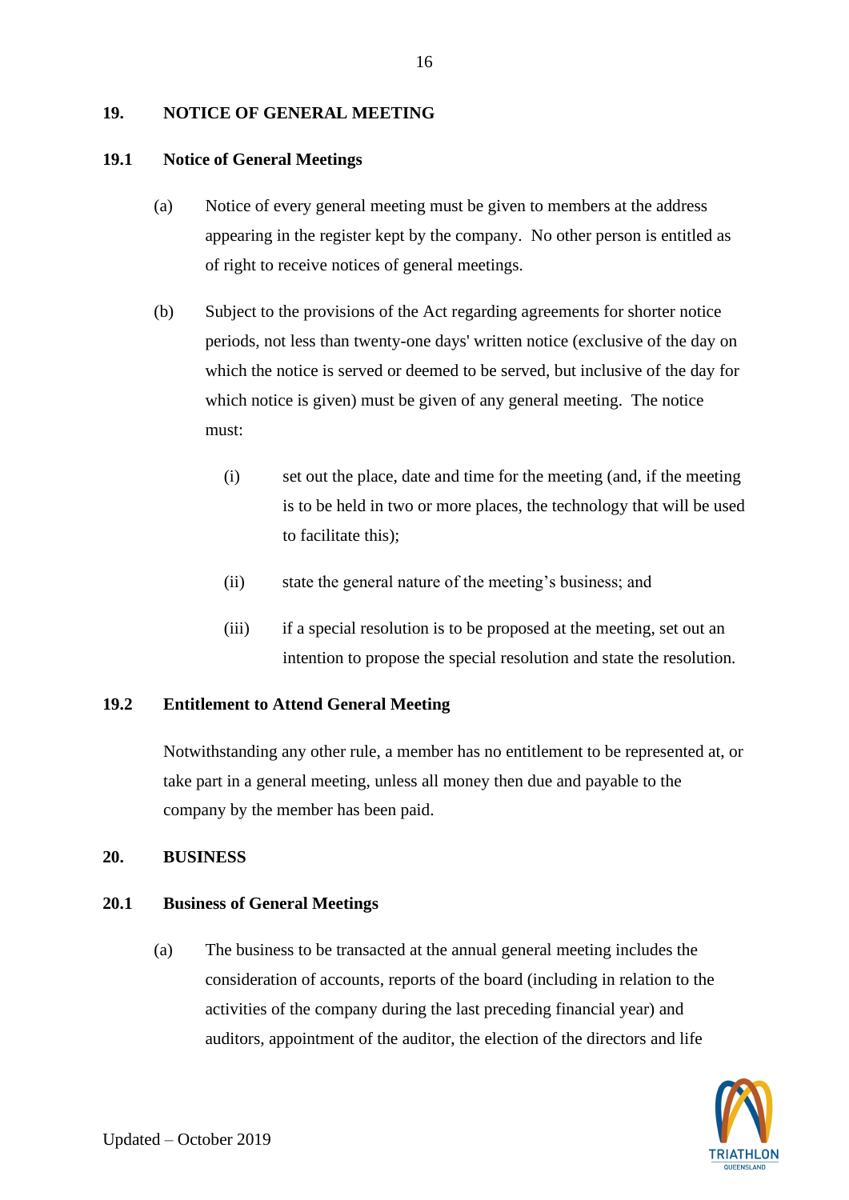## 19. NOTICE OF GENERAL MEETING

### 19.1 Notice of General Meetings

(a) Notice of every general meeting must be given to members at the address appearing in the register kept by the company. No other person is entitled as of right to receive notices of general meetings.

(b) Subject to the provisions of the Act regarding agreements for shorter notice periods, not less than twenty-one days' written notice (exclusive of the day on which the notice is served or deemed to be served, but inclusive of the day for which notice is given) must be given of any general meeting. The notice must:

(i) set out the place, date and time for the meeting (and, if the meeting is to be held in two or more places, the technology that will be used to facilitate this);

(ii) state the general nature of the meeting's business; and

(iii) if a special resolution is to be proposed at the meeting, set out an intention to propose the special resolution and state the resolution.

### 19.2 Entitlement to Attend General Meeting

Notwithstanding any other rule, a member has no entitlement to be represented at, or take part in a general meeting, unless all money then due and payable to the company by the member has been paid.

## 20. BUSINESS

### 20.1 Business of General Meetings

(a) The business to be transacted at the annual general meeting includes the consideration of accounts, reports of the board (including in relation to the activities of the company during the last preceding financial year) and auditors, appointment of the auditor, the election of the directors and life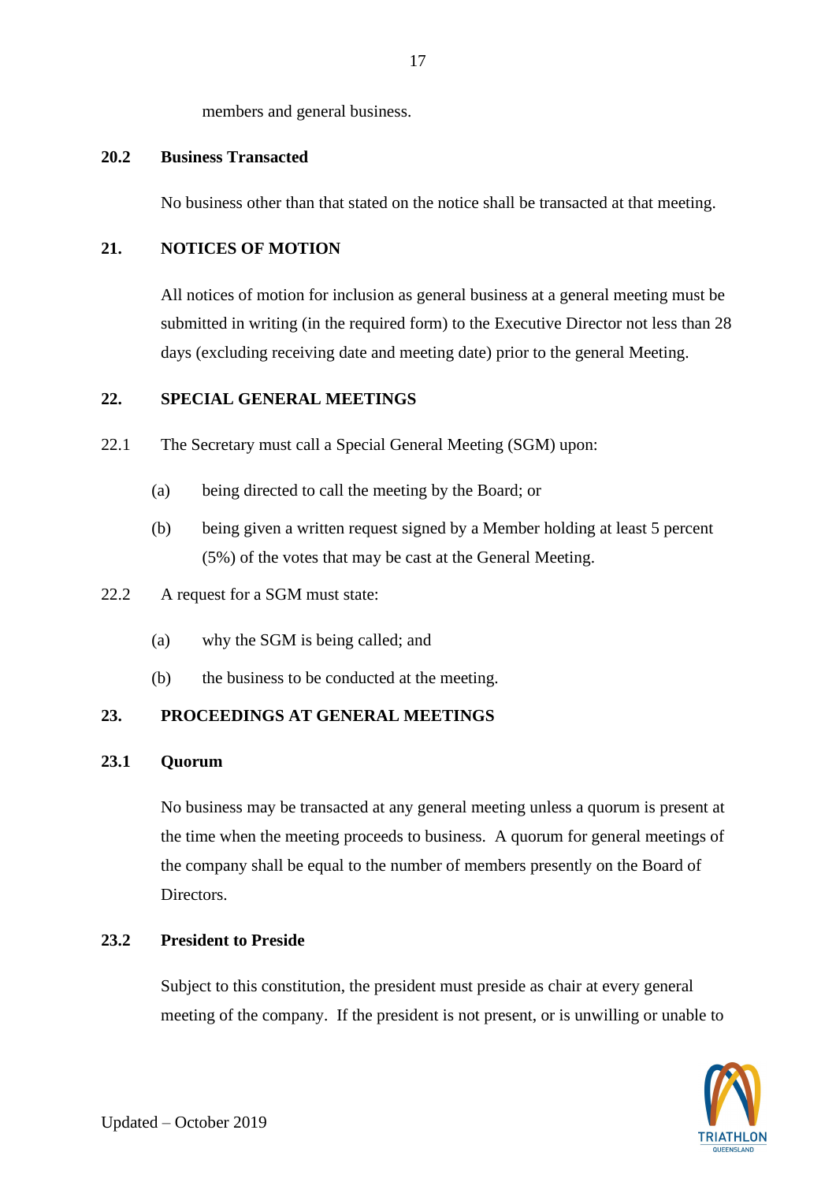members and general business.

### 20.2 Business Transacted

No business other than that stated on the notice shall be transacted at that meeting.

## 21. NOTICES OF MOTION

All notices of motion for inclusion as general business at a general meeting must be submitted in writing (in the required form) to the Executive Director not less than 28 days (excluding receiving date and meeting date) prior to the general Meeting.

## 22. SPECIAL GENERAL MEETINGS

22.1 The Secretary must call a Special General Meeting (SGM) upon:

(a) being directed to call the meeting by the Board; or

(b) being given a written request signed by a Member holding at least 5 percent (5%) of the votes that may be cast at the General Meeting.

22.2 A request for a SGM must state:

(a) why the SGM is being called; and

(b) the business to be conducted at the meeting.

## 23. PROCEEDINGS AT GENERAL MEETINGS

### 23.1 Quorum

No business may be transacted at any general meeting unless a quorum is present at the time when the meeting proceeds to business. A quorum for general meetings of the company shall be equal to the number of members presently on the Board of Directors.

### 23.2 President to Preside

Subject to this constitution, the president must preside as chair at every general meeting of the company. If the president is not present, or is unwilling or unable to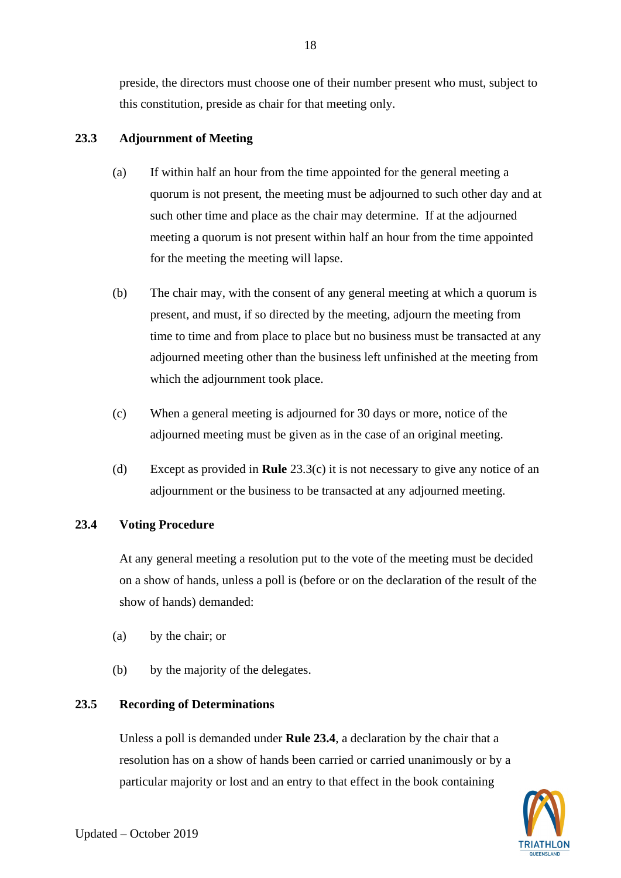preside, the directors must choose one of their number present who must, subject to this constitution, preside as chair for that meeting only.

### 23.3 Adjournment of Meeting

(a) If within half an hour from the time appointed for the general meeting a quorum is not present, the meeting must be adjourned to such other day and at such other time and place as the chair may determine. If at the adjourned meeting a quorum is not present within half an hour from the time appointed for the meeting the meeting will lapse.

(b) The chair may, with the consent of any general meeting at which a quorum is present, and must, if so directed by the meeting, adjourn the meeting from time to time and from place to place but no business must be transacted at any adjourned meeting other than the business left unfinished at the meeting from which the adjournment took place.

(c) When a general meeting is adjourned for 30 days or more, notice of the adjourned meeting must be given as in the case of an original meeting.

(d) Except as provided in **Rule** 23.3(c) it is not necessary to give any notice of an adjournment or the business to be transacted at any adjourned meeting.

### 23.4 Voting Procedure

At any general meeting a resolution put to the vote of the meeting must be decided on a show of hands, unless a poll is (before or on the declaration of the result of the show of hands) demanded:

(a) by the chair; or

(b) by the majority of the delegates.

### 23.5 Recording of Determinations

Unless a poll is demanded under **Rule 23.4**, a declaration by the chair that a resolution has on a show of hands been carried or carried unanimously or by a particular majority or lost and an entry to that effect in the book containing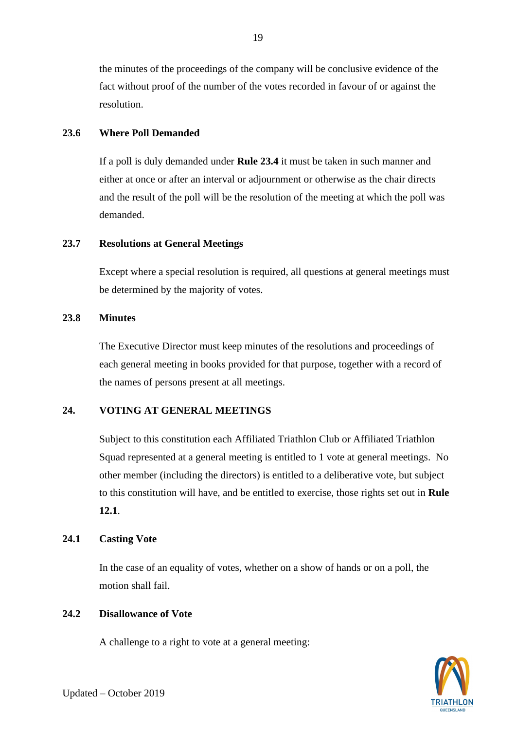the minutes of the proceedings of the company will be conclusive evidence of the fact without proof of the number of the votes recorded in favour of or against the resolution.

### 23.6 Where Poll Demanded

If a poll is duly demanded under **Rule 23.4** it must be taken in such manner and either at once or after an interval or adjournment or otherwise as the chair directs and the result of the poll will be the resolution of the meeting at which the poll was demanded.

### 23.7 Resolutions at General Meetings

Except where a special resolution is required, all questions at general meetings must be determined by the majority of votes.

### 23.8 Minutes

The Executive Director must keep minutes of the resolutions and proceedings of each general meeting in books provided for that purpose, together with a record of the names of persons present at all meetings.

## 24. VOTING AT GENERAL MEETINGS

Subject to this constitution each Affiliated Triathlon Club or Affiliated Triathlon Squad represented at a general meeting is entitled to 1 vote at general meetings. No other member (including the directors) is entitled to a deliberative vote, but subject to this constitution will have, and be entitled to exercise, those rights set out in **Rule 12.1**.

### 24.1 Casting Vote

In the case of an equality of votes, whether on a show of hands or on a poll, the motion shall fail.

### 24.2 Disallowance of Vote

A challenge to a right to vote at a general meeting: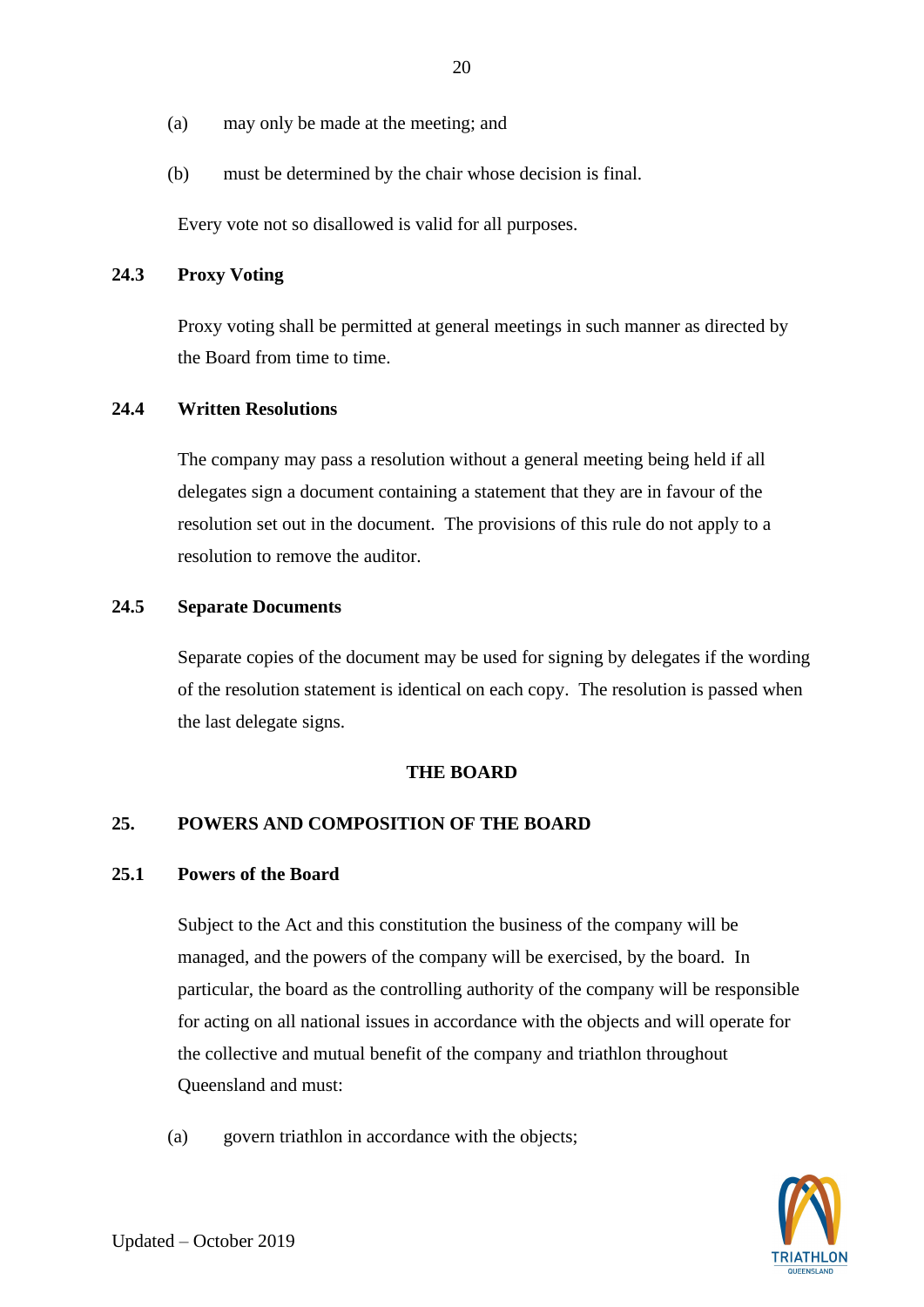(a) may only be made at the meeting; and

(b) must be determined by the chair whose decision is final.

Every vote not so disallowed is valid for all purposes.

**24.3 Proxy Voting**

Proxy voting shall be permitted at general meetings in such manner as directed by the Board from time to time.

**24.4 Written Resolutions**

The company may pass a resolution without a general meeting being held if all delegates sign a document containing a statement that they are in favour of the resolution set out in the document. The provisions of this rule do not apply to a resolution to remove the auditor.

**24.5 Separate Documents**

Separate copies of the document may be used for signing by delegates if the wording of the resolution statement is identical on each copy. The resolution is passed when the last delegate signs.

## THE BOARD

## 25. POWERS AND COMPOSITION OF THE BOARD

**25.1 Powers of the Board**

Subject to the Act and this constitution the business of the company will be managed, and the powers of the company will be exercised, by the board. In particular, the board as the controlling authority of the company will be responsible for acting on all national issues in accordance with the objects and will operate for the collective and mutual benefit of the company and triathlon throughout Queensland and must:

(a) govern triathlon in accordance with the objects;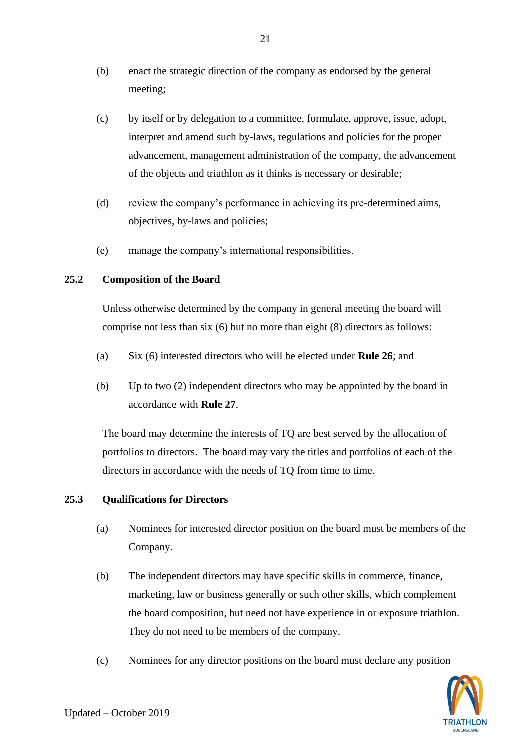(b) enact the strategic direction of the company as endorsed by the general meeting;

(c) by itself or by delegation to a committee, formulate, approve, issue, adopt, interpret and amend such by-laws, regulations and policies for the proper advancement, management administration of the company, the advancement of the objects and triathlon as it thinks is necessary or desirable;

(d) review the company's performance in achieving its pre-determined aims, objectives, by-laws and policies;

(e) manage the company's international responsibilities.

### 25.2 Composition of the Board

Unless otherwise determined by the company in general meeting the board will comprise not less than six (6) but no more than eight (8) directors as follows:

(a) Six (6) interested directors who will be elected under **Rule 26**; and

(b) Up to two (2) independent directors who may be appointed by the board in accordance with **Rule 27**.

The board may determine the interests of TQ are best served by the allocation of portfolios to directors. The board may vary the titles and portfolios of each of the directors in accordance with the needs of TQ from time to time.

### 25.3 Qualifications for Directors

(a) Nominees for interested director position on the board must be members of the Company.

(b) The independent directors may have specific skills in commerce, finance, marketing, law or business generally or such other skills, which complement the board composition, but need not have experience in or exposure triathlon. They do not need to be members of the company.

(c) Nominees for any director positions on the board must declare any position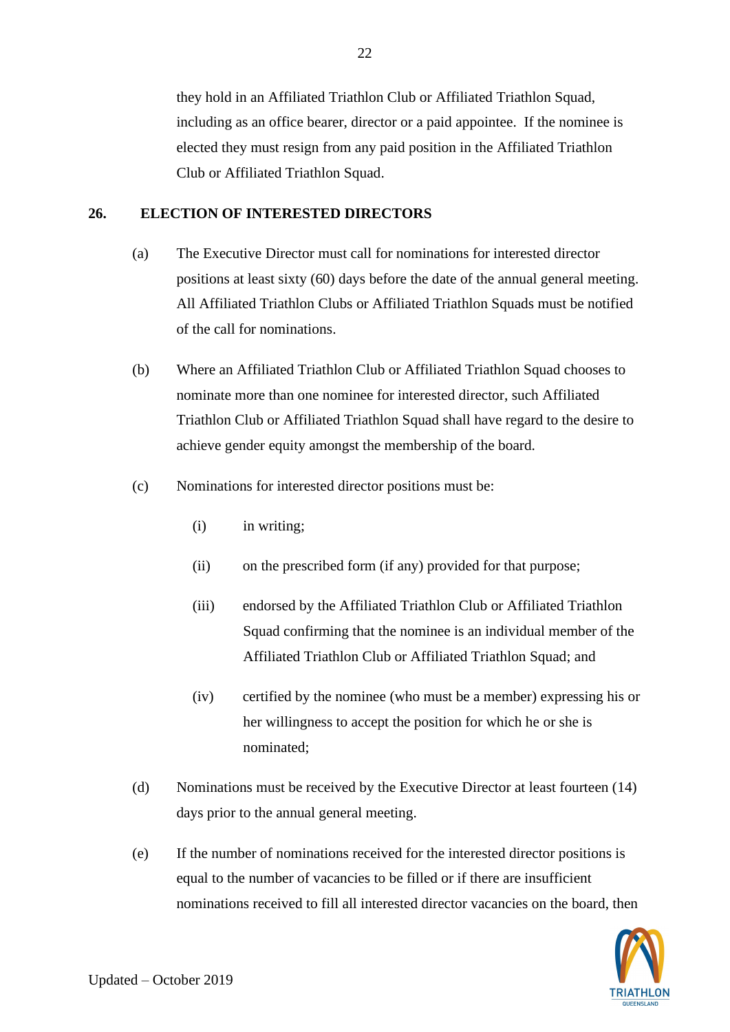they hold in an Affiliated Triathlon Club or Affiliated Triathlon Squad, including as an office bearer, director or a paid appointee. If the nominee is elected they must resign from any paid position in the Affiliated Triathlon Club or Affiliated Triathlon Squad.

## 26. ELECTION OF INTERESTED DIRECTORS

(a) The Executive Director must call for nominations for interested director positions at least sixty (60) days before the date of the annual general meeting. All Affiliated Triathlon Clubs or Affiliated Triathlon Squads must be notified of the call for nominations.

(b) Where an Affiliated Triathlon Club or Affiliated Triathlon Squad chooses to nominate more than one nominee for interested director, such Affiliated Triathlon Club or Affiliated Triathlon Squad shall have regard to the desire to achieve gender equity amongst the membership of the board.

(c) Nominations for interested director positions must be:

- (i) in writing;
- (ii) on the prescribed form (if any) provided for that purpose;
- (iii) endorsed by the Affiliated Triathlon Club or Affiliated Triathlon Squad confirming that the nominee is an individual member of the Affiliated Triathlon Club or Affiliated Triathlon Squad; and
- (iv) certified by the nominee (who must be a member) expressing his or her willingness to accept the position for which he or she is nominated;

(d) Nominations must be received by the Executive Director at least fourteen (14) days prior to the annual general meeting.

(e) If the number of nominations received for the interested director positions is equal to the number of vacancies to be filled or if there are insufficient nominations received to fill all interested director vacancies on the board, then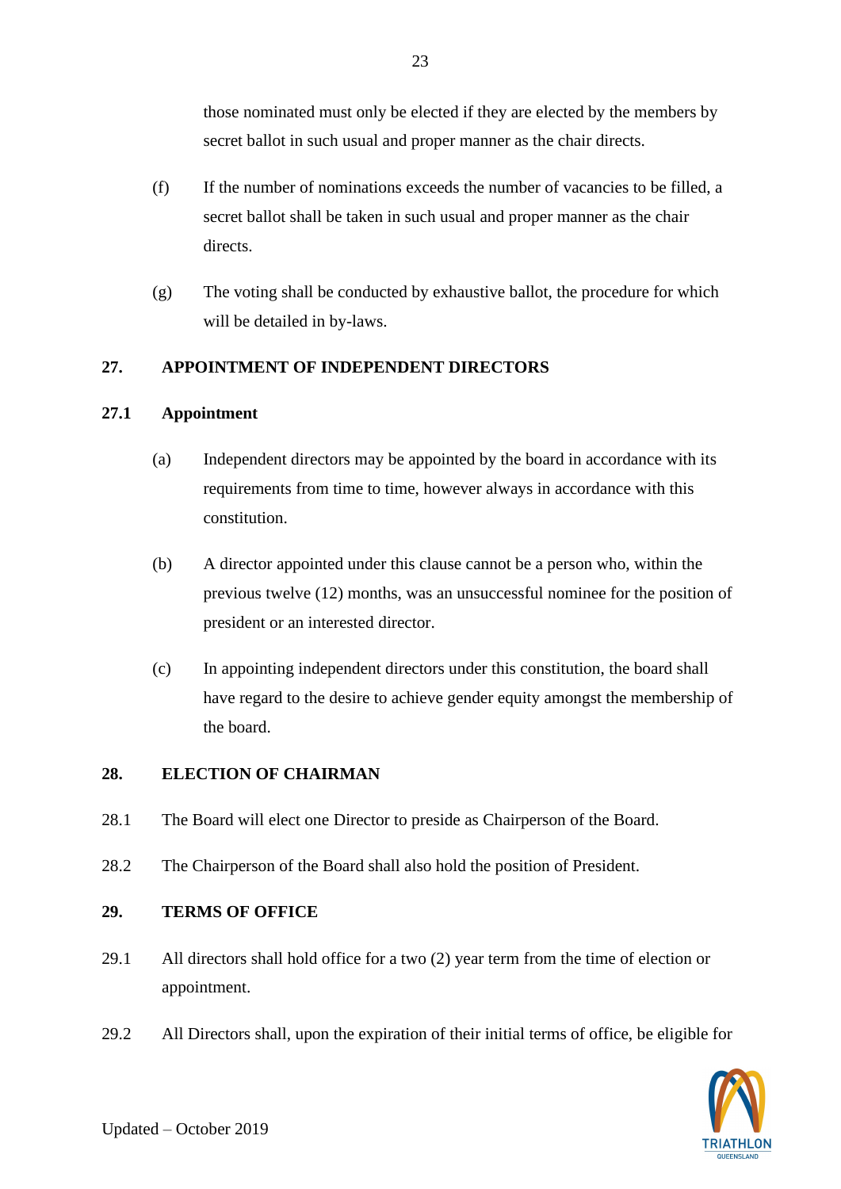those nominated must only be elected if they are elected by the members by secret ballot in such usual and proper manner as the chair directs.

(f) If the number of nominations exceeds the number of vacancies to be filled, a secret ballot shall be taken in such usual and proper manner as the chair directs.

(g) The voting shall be conducted by exhaustive ballot, the procedure for which will be detailed in by-laws.

## 27. APPOINTMENT OF INDEPENDENT DIRECTORS

### 27.1 Appointment

(a) Independent directors may be appointed by the board in accordance with its requirements from time to time, however always in accordance with this constitution.

(b) A director appointed under this clause cannot be a person who, within the previous twelve (12) months, was an unsuccessful nominee for the position of president or an interested director.

(c) In appointing independent directors under this constitution, the board shall have regard to the desire to achieve gender equity amongst the membership of the board.

## 28. ELECTION OF CHAIRMAN

28.1 The Board will elect one Director to preside as Chairperson of the Board.

28.2 The Chairperson of the Board shall also hold the position of President.

## 29. TERMS OF OFFICE

29.1 All directors shall hold office for a two (2) year term from the time of election or appointment.

29.2 All Directors shall, upon the expiration of their initial terms of office, be eligible for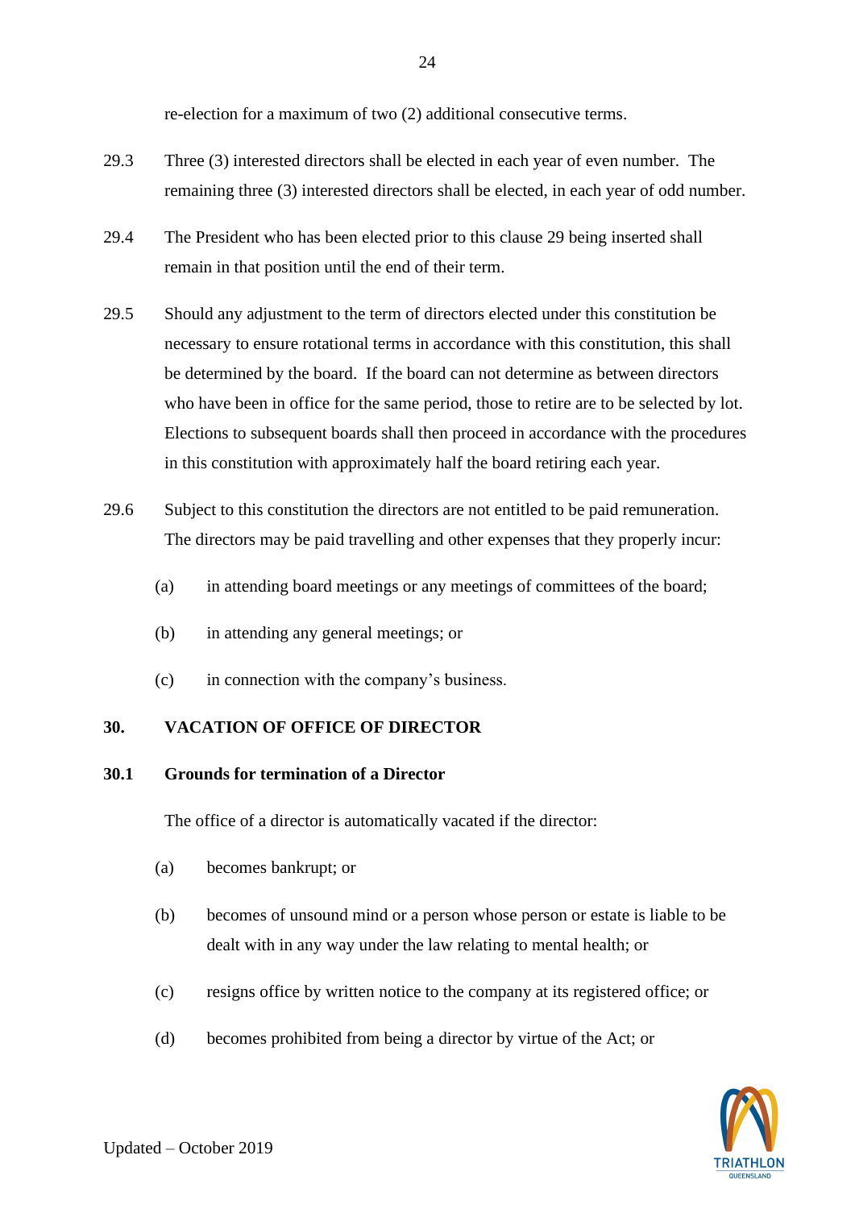re-election for a maximum of two (2) additional consecutive terms.

29.3 Three (3) interested directors shall be elected in each year of even number. The remaining three (3) interested directors shall be elected, in each year of odd number.

29.4 The President who has been elected prior to this clause 29 being inserted shall remain in that position until the end of their term.

29.5 Should any adjustment to the term of directors elected under this constitution be necessary to ensure rotational terms in accordance with this constitution, this shall be determined by the board. If the board can not determine as between directors who have been in office for the same period, those to retire are to be selected by lot. Elections to subsequent boards shall then proceed in accordance with the procedures in this constitution with approximately half the board retiring each year.

29.6 Subject to this constitution the directors are not entitled to be paid remuneration. The directors may be paid travelling and other expenses that they properly incur:

(a) in attending board meetings or any meetings of committees of the board;

(b) in attending any general meetings; or

(c) in connection with the company's business.

## 30. VACATION OF OFFICE OF DIRECTOR

### 30.1 Grounds for termination of a Director

The office of a director is automatically vacated if the director:

(a) becomes bankrupt; or

(b) becomes of unsound mind or a person whose person or estate is liable to be dealt with in any way under the law relating to mental health; or

(c) resigns office by written notice to the company at its registered office; or

(d) becomes prohibited from being a director by virtue of the Act; or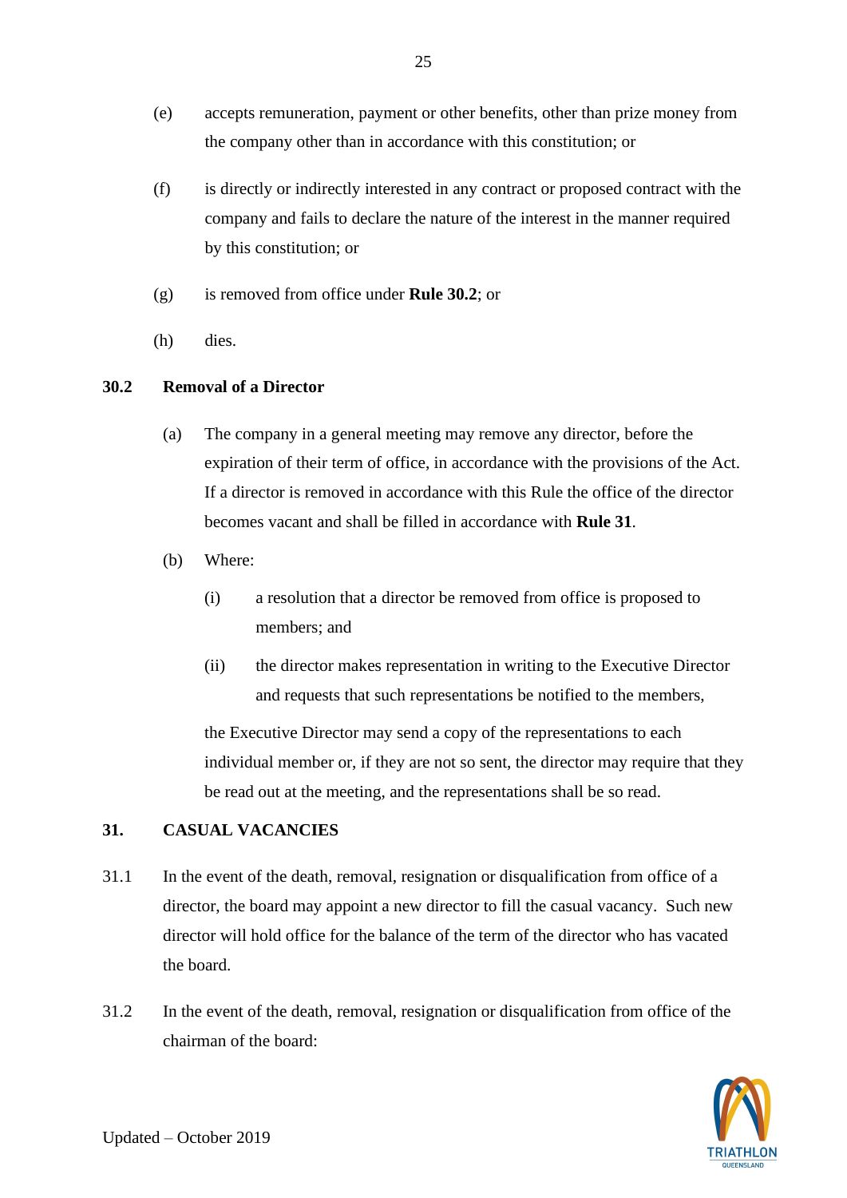(e) accepts remuneration, payment or other benefits, other than prize money from the company other than in accordance with this constitution; or

(f) is directly or indirectly interested in any contract or proposed contract with the company and fails to declare the nature of the interest in the manner required by this constitution; or

(g) is removed from office under **Rule 30.2**; or

(h) dies.

### 30.2 Removal of a Director

(a) The company in a general meeting may remove any director, before the expiration of their term of office, in accordance with the provisions of the Act. If a director is removed in accordance with this Rule the office of the director becomes vacant and shall be filled in accordance with **Rule 31**.

(b) Where:

(i) a resolution that a director be removed from office is proposed to members; and

(ii) the director makes representation in writing to the Executive Director and requests that such representations be notified to the members,

the Executive Director may send a copy of the representations to each individual member or, if they are not so sent, the director may require that they be read out at the meeting, and the representations shall be so read.

## 31. CASUAL VACANCIES

31.1 In the event of the death, removal, resignation or disqualification from office of a director, the board may appoint a new director to fill the casual vacancy. Such new director will hold office for the balance of the term of the director who has vacated the board.

31.2 In the event of the death, removal, resignation or disqualification from office of the chairman of the board:

Updated – October 2019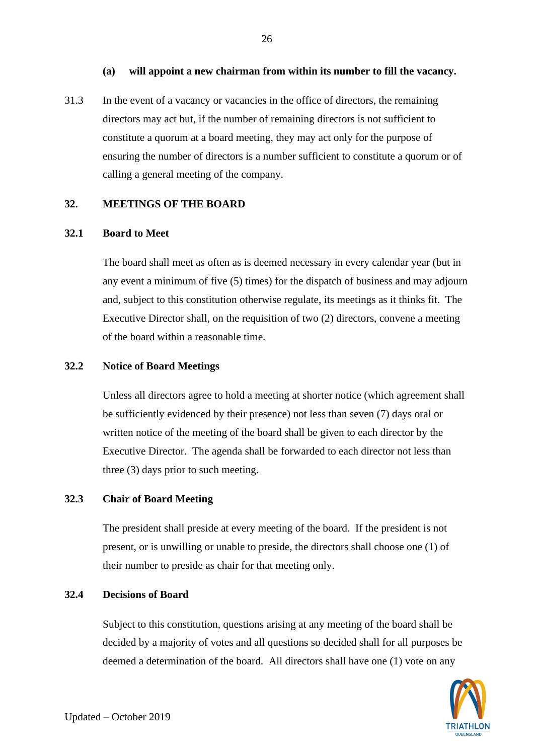**(a) will appoint a new chairman from within its number to fill the vacancy.**

31.3 In the event of a vacancy or vacancies in the office of directors, the remaining directors may act but, if the number of remaining directors is not sufficient to constitute a quorum at a board meeting, they may act only for the purpose of ensuring the number of directors is a number sufficient to constitute a quorum or of calling a general meeting of the company.

## 32. MEETINGS OF THE BOARD

### 32.1 Board to Meet

The board shall meet as often as is deemed necessary in every calendar year (but in any event a minimum of five (5) times) for the dispatch of business and may adjourn and, subject to this constitution otherwise regulate, its meetings as it thinks fit. The Executive Director shall, on the requisition of two (2) directors, convene a meeting of the board within a reasonable time.

### 32.2 Notice of Board Meetings

Unless all directors agree to hold a meeting at shorter notice (which agreement shall be sufficiently evidenced by their presence) not less than seven (7) days oral or written notice of the meeting of the board shall be given to each director by the Executive Director. The agenda shall be forwarded to each director not less than three (3) days prior to such meeting.

### 32.3 Chair of Board Meeting

The president shall preside at every meeting of the board. If the president is not present, or is unwilling or unable to preside, the directors shall choose one (1) of their number to preside as chair for that meeting only.

### 32.4 Decisions of Board

Subject to this constitution, questions arising at any meeting of the board shall be decided by a majority of votes and all questions so decided shall for all purposes be deemed a determination of the board. All directors shall have one (1) vote on any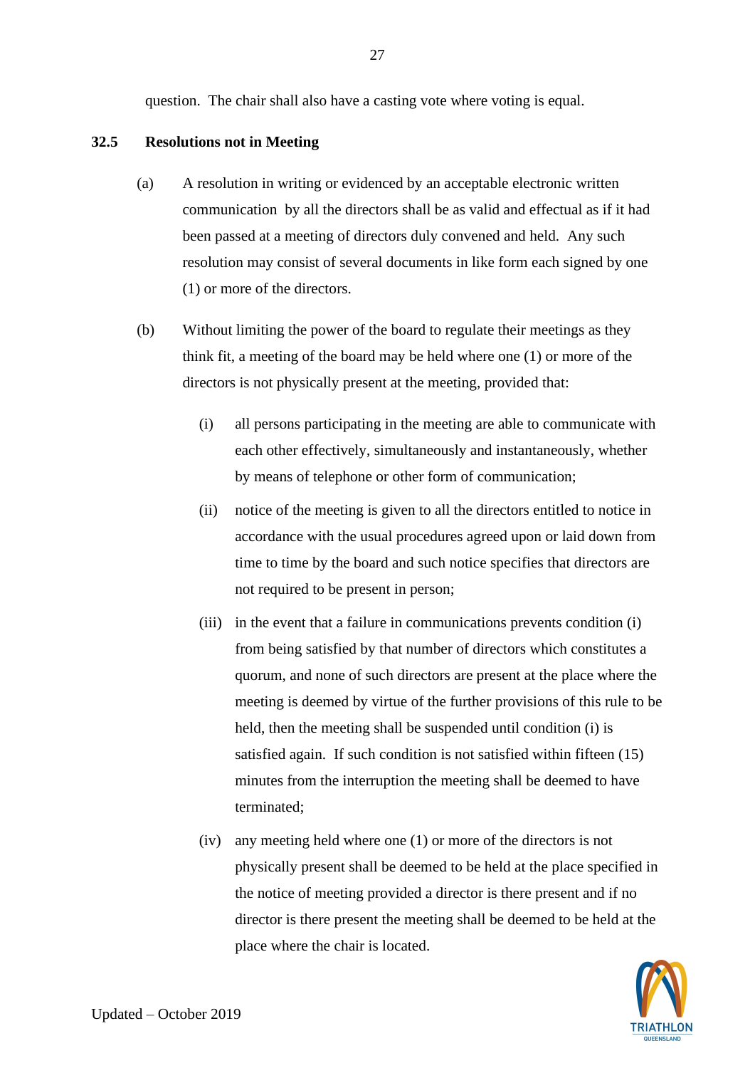question. The chair shall also have a casting vote where voting is equal.

**32.5 Resolutions not in Meeting**

(a) A resolution in writing or evidenced by an acceptable electronic written communication by all the directors shall be as valid and effectual as if it had been passed at a meeting of directors duly convened and held. Any such resolution may consist of several documents in like form each signed by one (1) or more of the directors.

(b) Without limiting the power of the board to regulate their meetings as they think fit, a meeting of the board may be held where one (1) or more of the directors is not physically present at the meeting, provided that:

(i) all persons participating in the meeting are able to communicate with each other effectively, simultaneously and instantaneously, whether by means of telephone or other form of communication;

(ii) notice of the meeting is given to all the directors entitled to notice in accordance with the usual procedures agreed upon or laid down from time to time by the board and such notice specifies that directors are not required to be present in person;

(iii) in the event that a failure in communications prevents condition (i) from being satisfied by that number of directors which constitutes a quorum, and none of such directors are present at the place where the meeting is deemed by virtue of the further provisions of this rule to be held, then the meeting shall be suspended until condition (i) is satisfied again. If such condition is not satisfied within fifteen (15) minutes from the interruption the meeting shall be deemed to have terminated;

(iv) any meeting held where one (1) or more of the directors is not physically present shall be deemed to be held at the place specified in the notice of meeting provided a director is there present and if no director is there present the meeting shall be deemed to be held at the place where the chair is located.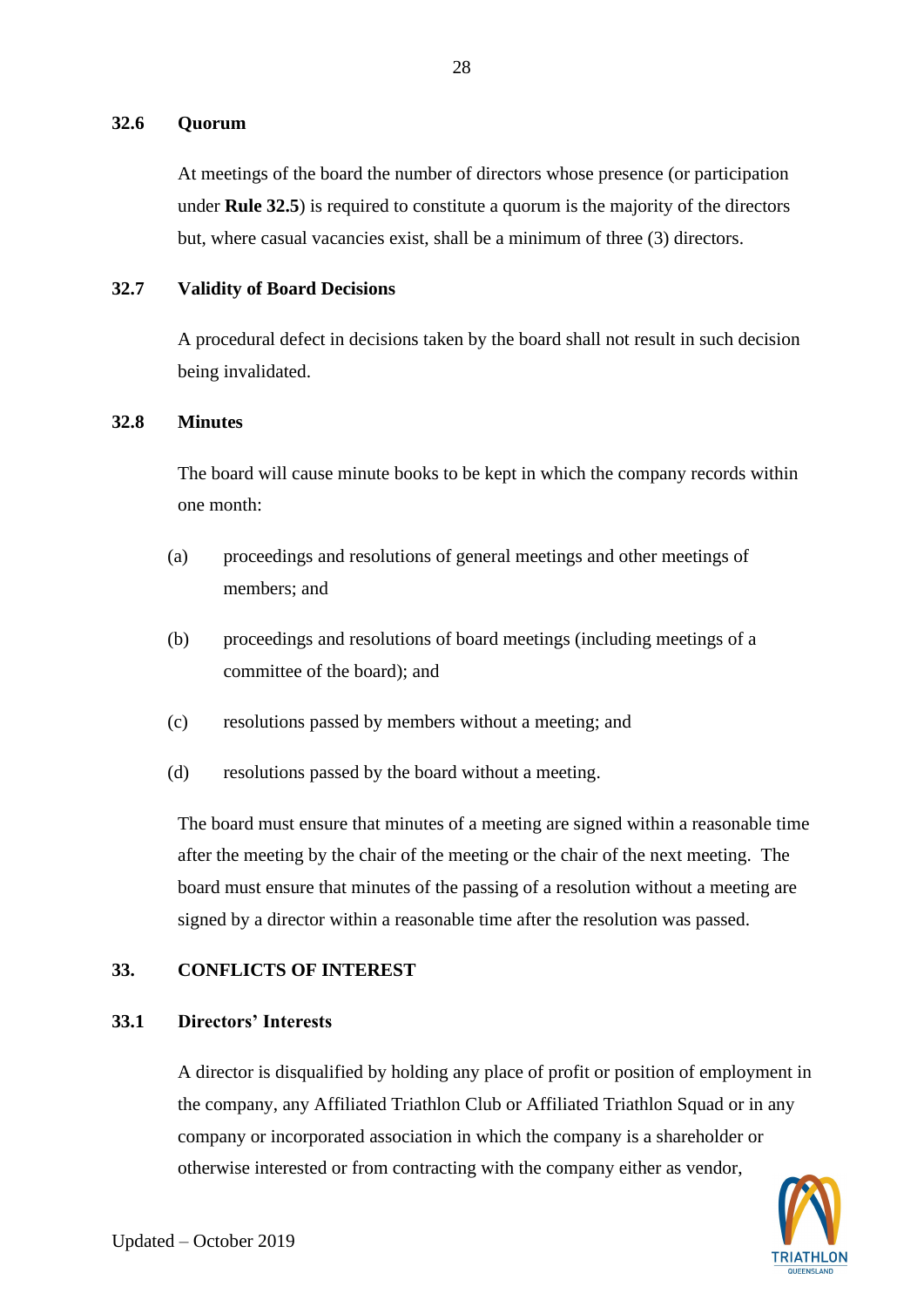### 32.6 Quorum

At meetings of the board the number of directors whose presence (or participation under **Rule 32.5**) is required to constitute a quorum is the majority of the directors but, where casual vacancies exist, shall be a minimum of three (3) directors.

### 32.7 Validity of Board Decisions

A procedural defect in decisions taken by the board shall not result in such decision being invalidated.

### 32.8 Minutes

The board will cause minute books to be kept in which the company records within one month:

(a) proceedings and resolutions of general meetings and other meetings of members; and

(b) proceedings and resolutions of board meetings (including meetings of a committee of the board); and

(c) resolutions passed by members without a meeting; and

(d) resolutions passed by the board without a meeting.

The board must ensure that minutes of a meeting are signed within a reasonable time after the meeting by the chair of the meeting or the chair of the next meeting. The board must ensure that minutes of the passing of a resolution without a meeting are signed by a director within a reasonable time after the resolution was passed.

## 33. CONFLICTS OF INTEREST

### 33.1 Directors' Interests

A director is disqualified by holding any place of profit or position of employment in the company, any Affiliated Triathlon Club or Affiliated Triathlon Squad or in any company or incorporated association in which the company is a shareholder or otherwise interested or from contracting with the company either as vendor,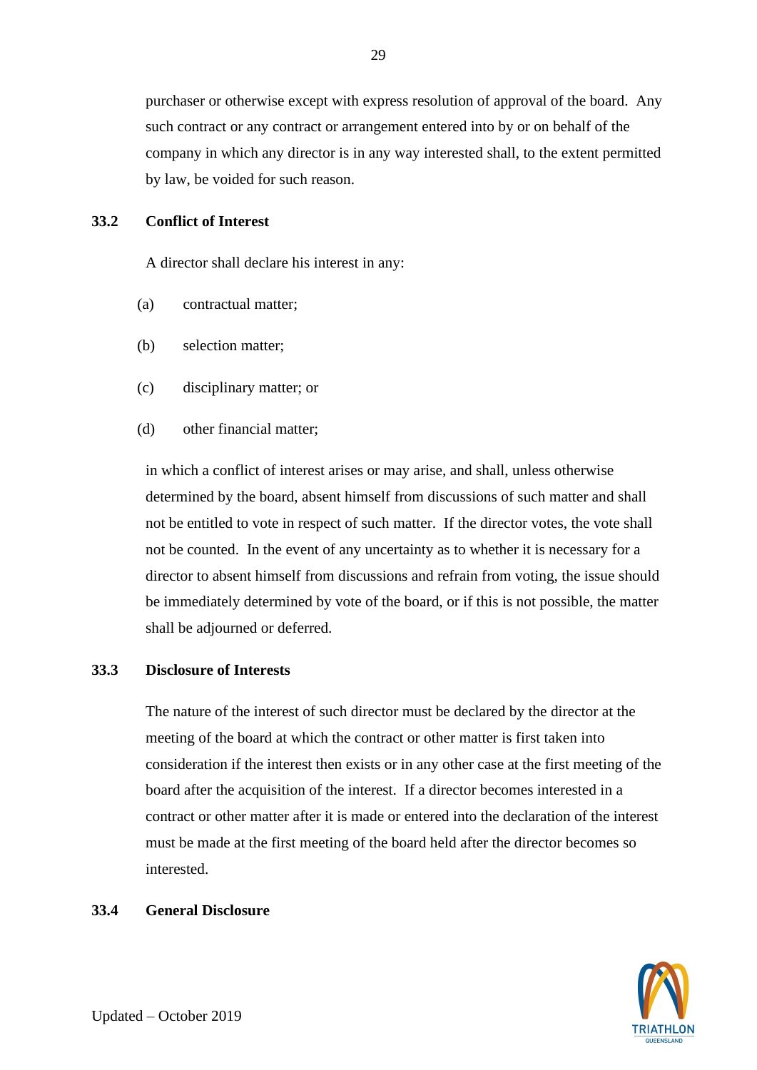purchaser or otherwise except with express resolution of approval of the board. Any such contract or any contract or arrangement entered into by or on behalf of the company in which any director is in any way interested shall, to the extent permitted by law, be voided for such reason.

### 33.2 Conflict of Interest

A director shall declare his interest in any:

(a) contractual matter;

(b) selection matter;

(c) disciplinary matter; or

(d) other financial matter;

in which a conflict of interest arises or may arise, and shall, unless otherwise determined by the board, absent himself from discussions of such matter and shall not be entitled to vote in respect of such matter. If the director votes, the vote shall not be counted. In the event of any uncertainty as to whether it is necessary for a director to absent himself from discussions and refrain from voting, the issue should be immediately determined by vote of the board, or if this is not possible, the matter shall be adjourned or deferred.

### 33.3 Disclosure of Interests

The nature of the interest of such director must be declared by the director at the meeting of the board at which the contract or other matter is first taken into consideration if the interest then exists or in any other case at the first meeting of the board after the acquisition of the interest. If a director becomes interested in a contract or other matter after it is made or entered into the declaration of the interest must be made at the first meeting of the board held after the director becomes so interested.

### 33.4 General Disclosure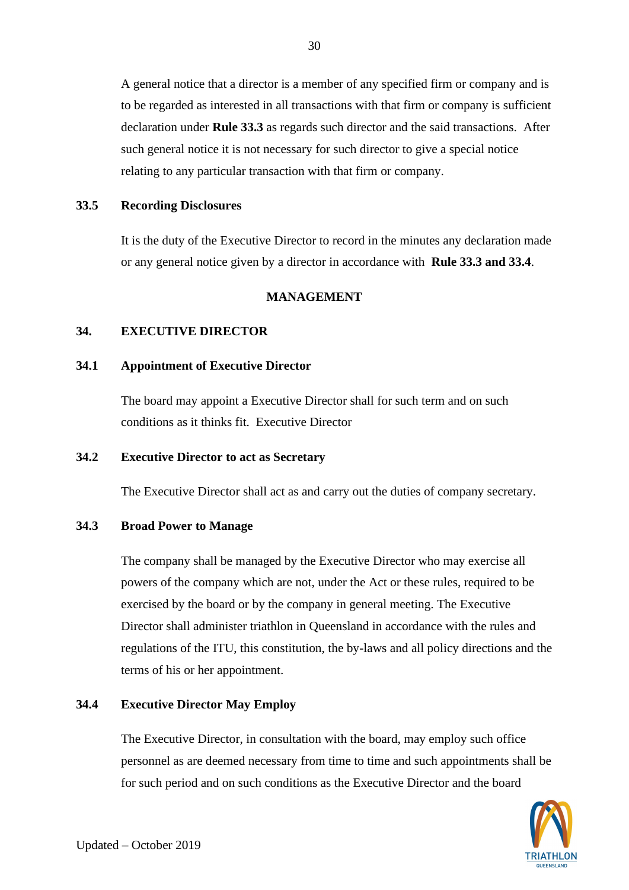A general notice that a director is a member of any specified firm or company and is to be regarded as interested in all transactions with that firm or company is sufficient declaration under **Rule 33.3** as regards such director and the said transactions. After such general notice it is not necessary for such director to give a special notice relating to any particular transaction with that firm or company.

### 33.5 Recording Disclosures

It is the duty of the Executive Director to record in the minutes any declaration made or any general notice given by a director in accordance with **Rule 33.3 and 33.4**.

## MANAGEMENT

## 34. EXECUTIVE DIRECTOR

### 34.1 Appointment of Executive Director

The board may appoint a Executive Director shall for such term and on such conditions as it thinks fit. Executive Director

### 34.2 Executive Director to act as Secretary

The Executive Director shall act as and carry out the duties of company secretary.

### 34.3 Broad Power to Manage

The company shall be managed by the Executive Director who may exercise all powers of the company which are not, under the Act or these rules, required to be exercised by the board or by the company in general meeting. The Executive Director shall administer triathlon in Queensland in accordance with the rules and regulations of the ITU, this constitution, the by-laws and all policy directions and the terms of his or her appointment.

### 34.4 Executive Director May Employ

The Executive Director, in consultation with the board, may employ such office personnel as are deemed necessary from time to time and such appointments shall be for such period and on such conditions as the Executive Director and the board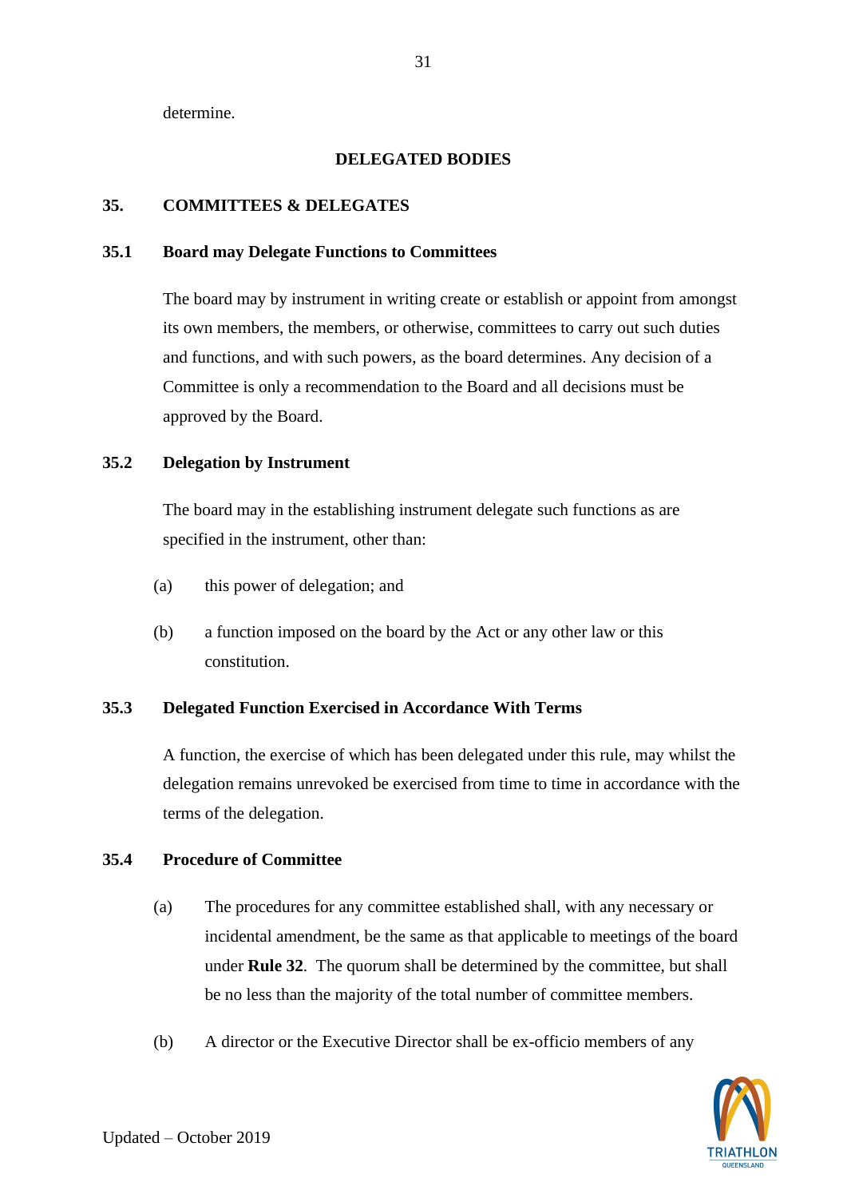determine.

## DELEGATED BODIES

## 35. COMMITTEES & DELEGATES

### 35.1 Board may Delegate Functions to Committees

The board may by instrument in writing create or establish or appoint from amongst its own members, the members, or otherwise, committees to carry out such duties and functions, and with such powers, as the board determines. Any decision of a Committee is only a recommendation to the Board and all decisions must be approved by the Board.

### 35.2 Delegation by Instrument

The board may in the establishing instrument delegate such functions as are specified in the instrument, other than:

(a) this power of delegation; and

(b) a function imposed on the board by the Act or any other law or this constitution.

### 35.3 Delegated Function Exercised in Accordance With Terms

A function, the exercise of which has been delegated under this rule, may whilst the delegation remains unrevoked be exercised from time to time in accordance with the terms of the delegation.

### 35.4 Procedure of Committee

(a) The procedures for any committee established shall, with any necessary or incidental amendment, be the same as that applicable to meetings of the board under **Rule 32**. The quorum shall be determined by the committee, but shall be no less than the majority of the total number of committee members.

(b) A director or the Executive Director shall be ex-officio members of any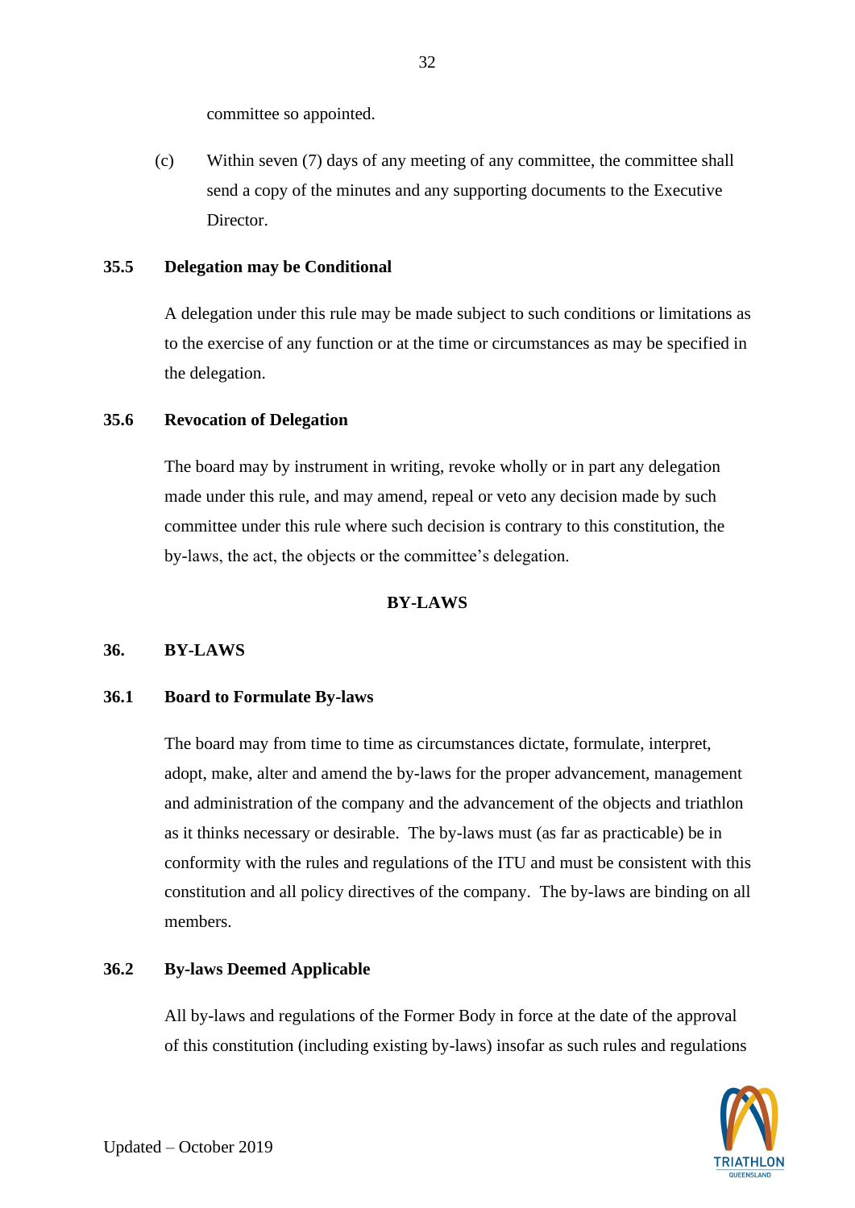committee so appointed.

(c) Within seven (7) days of any meeting of any committee, the committee shall send a copy of the minutes and any supporting documents to the Executive Director.

**35.5 Delegation may be Conditional**

A delegation under this rule may be made subject to such conditions or limitations as to the exercise of any function or at the time or circumstances as may be specified in the delegation.

**35.6 Revocation of Delegation**

The board may by instrument in writing, revoke wholly or in part any delegation made under this rule, and may amend, repeal or veto any decision made by such committee under this rule where such decision is contrary to this constitution, the by-laws, the act, the objects or the committee's delegation.

## BY-LAWS

## 36. BY-LAWS

**36.1 Board to Formulate By-laws**

The board may from time to time as circumstances dictate, formulate, interpret, adopt, make, alter and amend the by-laws for the proper advancement, management and administration of the company and the advancement of the objects and triathlon as it thinks necessary or desirable. The by-laws must (as far as practicable) be in conformity with the rules and regulations of the ITU and must be consistent with this constitution and all policy directives of the company. The by-laws are binding on all members.

**36.2 By-laws Deemed Applicable**

All by-laws and regulations of the Former Body in force at the date of the approval of this constitution (including existing by-laws) insofar as such rules and regulations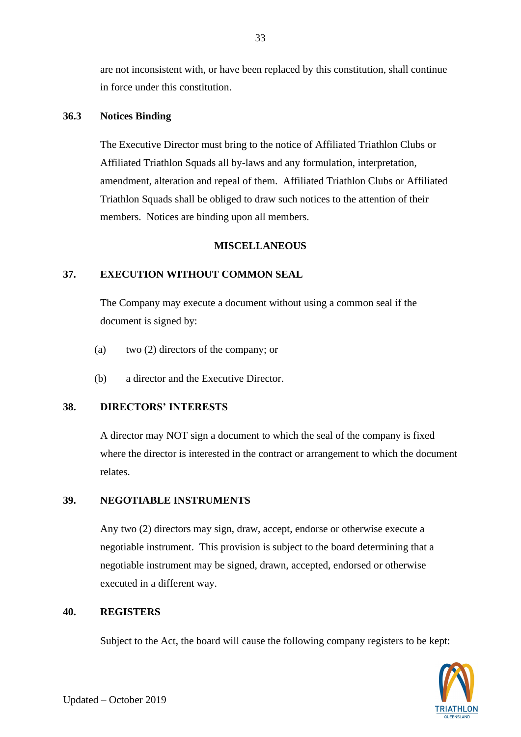are not inconsistent with, or have been replaced by this constitution, shall continue in force under this constitution.

### 36.3 Notices Binding

The Executive Director must bring to the notice of Affiliated Triathlon Clubs or Affiliated Triathlon Squads all by-laws and any formulation, interpretation, amendment, alteration and repeal of them. Affiliated Triathlon Clubs or Affiliated Triathlon Squads shall be obliged to draw such notices to the attention of their members. Notices are binding upon all members.

## MISCELLANEOUS

## 37. EXECUTION WITHOUT COMMON SEAL

The Company may execute a document without using a common seal if the document is signed by:

(a) two (2) directors of the company; or

(b) a director and the Executive Director.

## 38. DIRECTORS' INTERESTS

A director may NOT sign a document to which the seal of the company is fixed where the director is interested in the contract or arrangement to which the document relates.

## 39. NEGOTIABLE INSTRUMENTS

Any two (2) directors may sign, draw, accept, endorse or otherwise execute a negotiable instrument. This provision is subject to the board determining that a negotiable instrument may be signed, drawn, accepted, endorsed or otherwise executed in a different way.

## 40. REGISTERS

Subject to the Act, the board will cause the following company registers to be kept: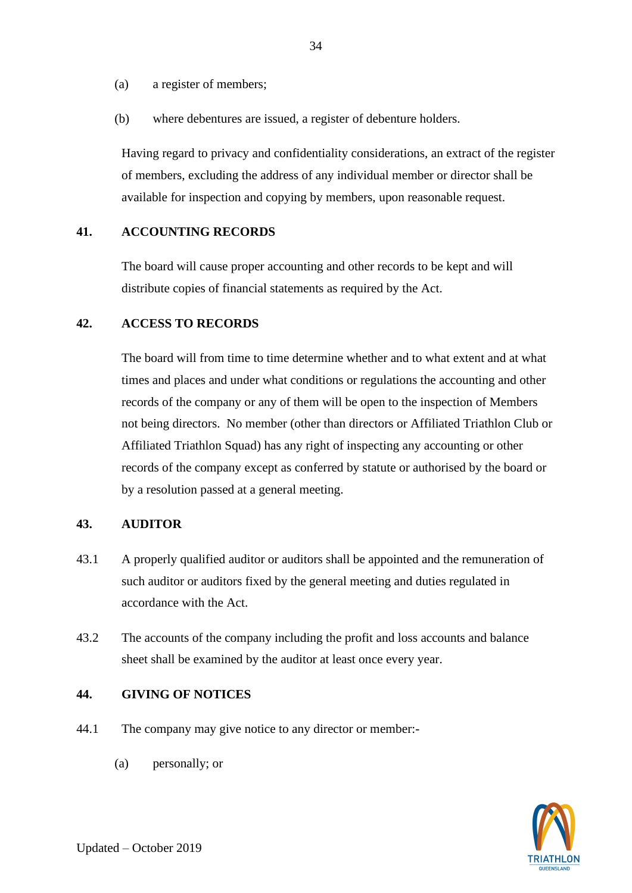(a) a register of members;

(b) where debentures are issued, a register of debenture holders.

Having regard to privacy and confidentiality considerations, an extract of the register of members, excluding the address of any individual member or director shall be available for inspection and copying by members, upon reasonable request.

## 41. ACCOUNTING RECORDS

The board will cause proper accounting and other records to be kept and will distribute copies of financial statements as required by the Act.

## 42. ACCESS TO RECORDS

The board will from time to time determine whether and to what extent and at what times and places and under what conditions or regulations the accounting and other records of the company or any of them will be open to the inspection of Members not being directors. No member (other than directors or Affiliated Triathlon Club or Affiliated Triathlon Squad) has any right of inspecting any accounting or other records of the company except as conferred by statute or authorised by the board or by a resolution passed at a general meeting.

## 43. AUDITOR

43.1 A properly qualified auditor or auditors shall be appointed and the remuneration of such auditor or auditors fixed by the general meeting and duties regulated in accordance with the Act.

43.2 The accounts of the company including the profit and loss accounts and balance sheet shall be examined by the auditor at least once every year.

## 44. GIVING OF NOTICES

44.1 The company may give notice to any director or member:-

(a) personally; or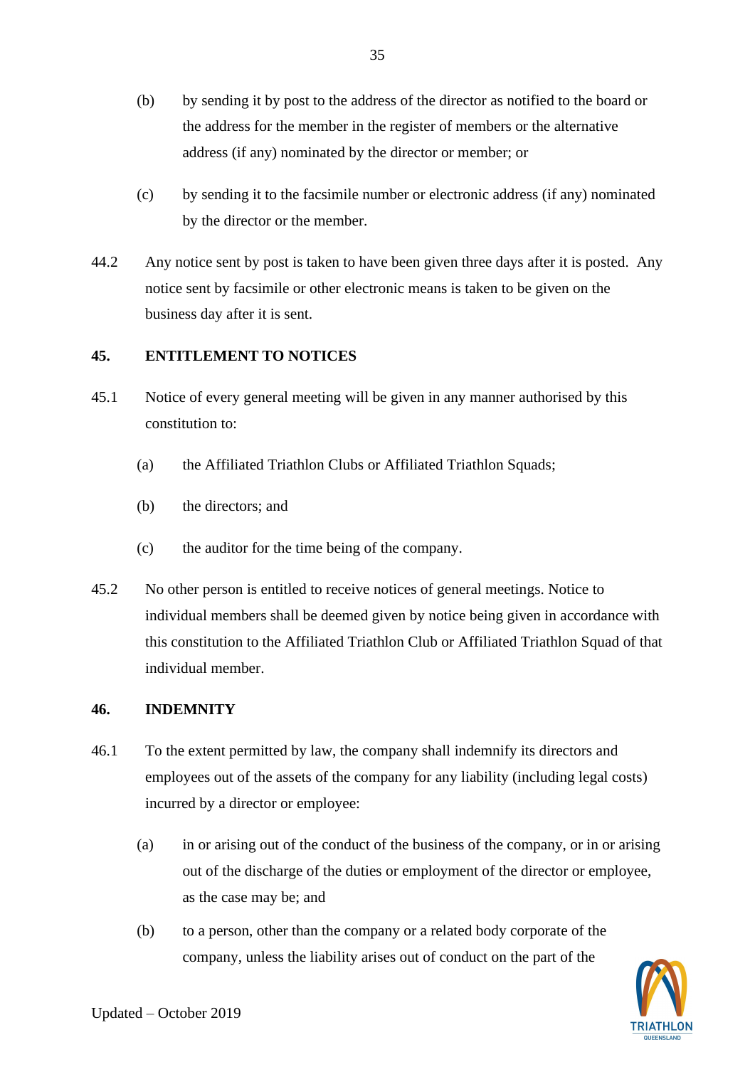(b) by sending it by post to the address of the director as notified to the board or the address for the member in the register of members or the alternative address (if any) nominated by the director or member; or

(c) by sending it to the facsimile number or electronic address (if any) nominated by the director or the member.

44.2 Any notice sent by post is taken to have been given three days after it is posted. Any notice sent by facsimile or other electronic means is taken to be given on the business day after it is sent.

## 45. ENTITLEMENT TO NOTICES

45.1 Notice of every general meeting will be given in any manner authorised by this constitution to:

(a) the Affiliated Triathlon Clubs or Affiliated Triathlon Squads;

(b) the directors; and

(c) the auditor for the time being of the company.

45.2 No other person is entitled to receive notices of general meetings. Notice to individual members shall be deemed given by notice being given in accordance with this constitution to the Affiliated Triathlon Club or Affiliated Triathlon Squad of that individual member.

## 46. INDEMNITY

46.1 To the extent permitted by law, the company shall indemnify its directors and employees out of the assets of the company for any liability (including legal costs) incurred by a director or employee:

(a) in or arising out of the conduct of the business of the company, or in or arising out of the discharge of the duties or employment of the director or employee, as the case may be; and

(b) to a person, other than the company or a related body corporate of the company, unless the liability arises out of conduct on the part of the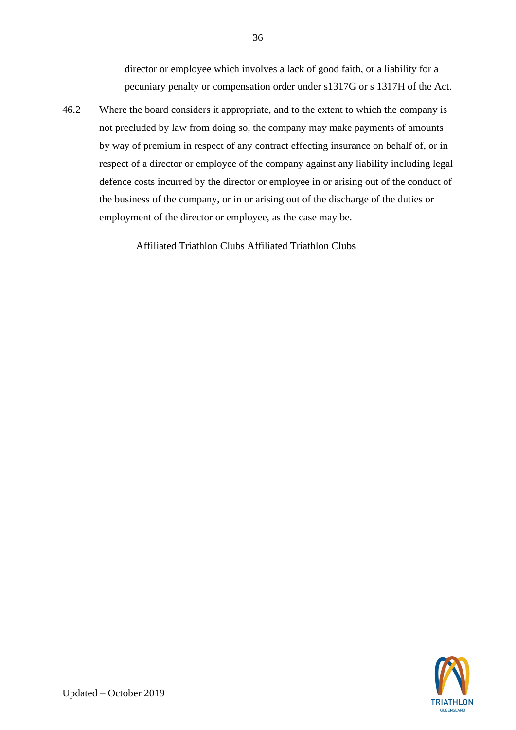director or employee which involves a lack of good faith, or a liability for a pecuniary penalty or compensation order under s1317G or s 1317H of the Act.

46.2 Where the board considers it appropriate, and to the extent to which the company is not precluded by law from doing so, the company may make payments of amounts by way of premium in respect of any contract effecting insurance on behalf of, or in respect of a director or employee of the company against any liability including legal defence costs incurred by the director or employee in or arising out of the conduct of the business of the company, or in or arising out of the discharge of the duties or employment of the director or employee, as the case may be.

Affiliated Triathlon Clubs Affiliated Triathlon Clubs

Updated – October 2019